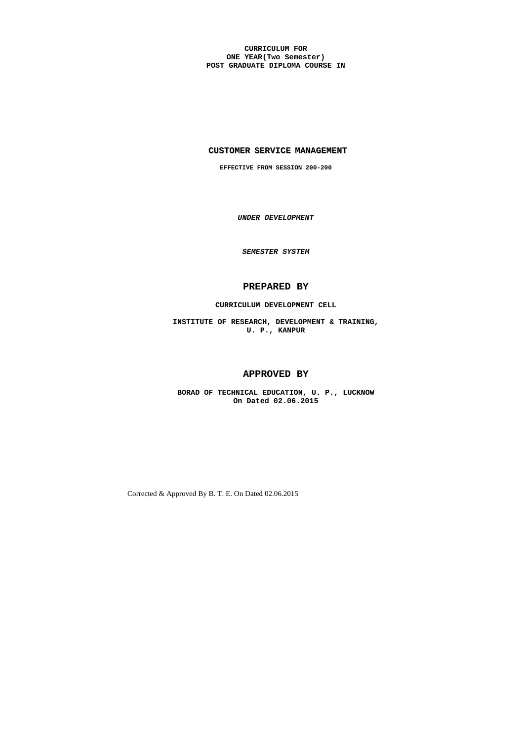**CURRICULUM FOR**
**ONE YEAR(Two Semester)**
**POST GRADUATE DIPLOMA COURSE IN**

# CUSTOMER SERVICE MANAGEMENT

**EFFECTIVE FROM SESSION 200-200**

***UNDER DEVELOPMENT***

***SEMESTER SYSTEM***

## PREPARED BY

**CURRICULUM DEVELOPMENT CELL**

**INSTITUTE OF RESEARCH, DEVELOPMENT & TRAINING,**
**U. P., KANPUR**

## APPROVED BY

**BORAD OF TECHNICAL EDUCATION, U. P., LUCKNOW**
**On Dated 02.06.2015**

Corrected & Approved By B. T. E. On Dated 02.06.2015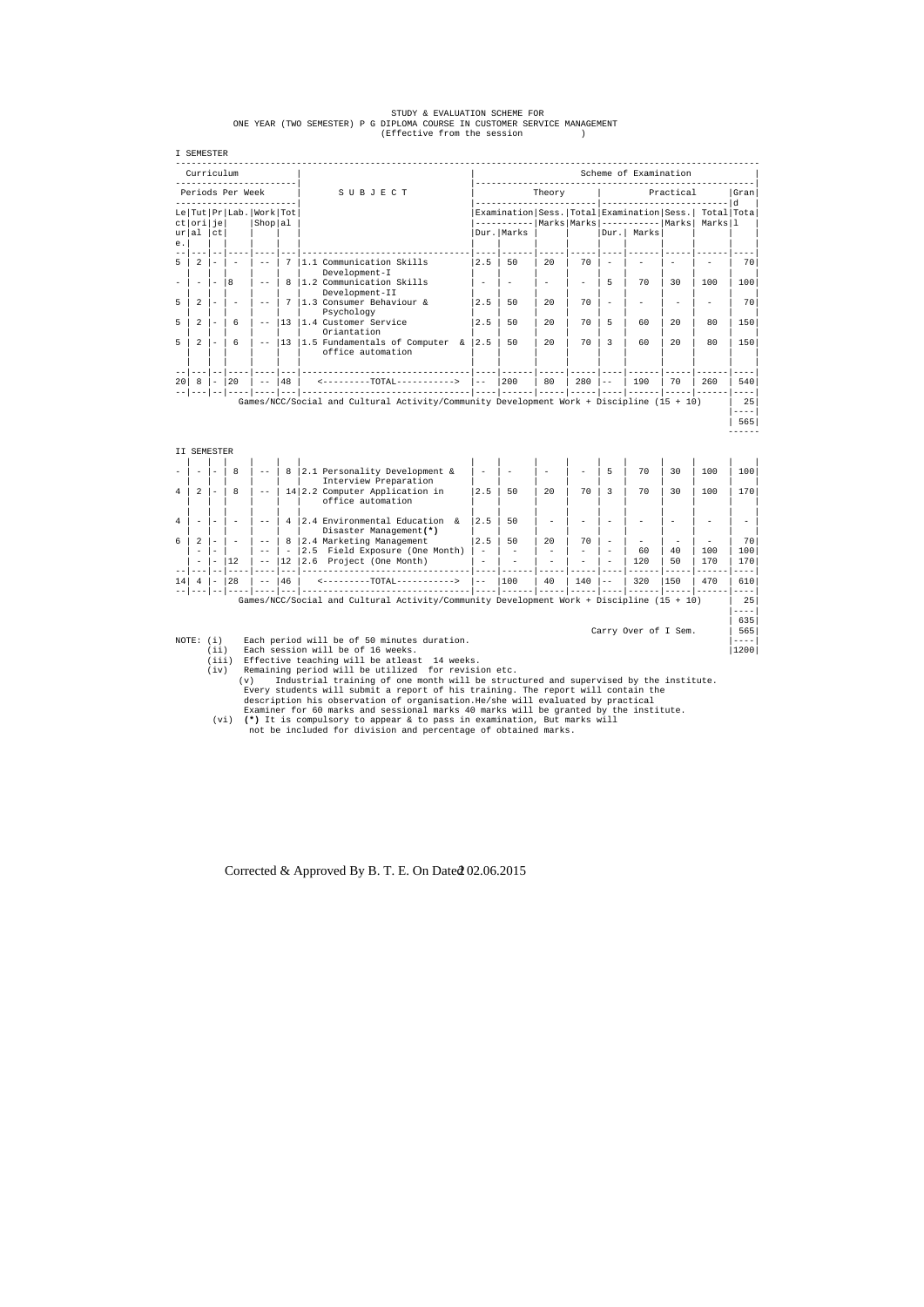STUDY & EVALUATION SCHEME FOR
ONE YEAR (TWO SEMESTER) P G DIPLOMA COURSE IN CUSTOMER SERVICE MANAGEMENT
(Effective from the session )

I SEMESTER

| Curriculum | | | | | | SUBJECT | Scheme of Examination | | | | | | | | |
|---|---|---|---|---|---|---|---|---|---|---|---|---|---|---|---|
| Periods Per Week | | | | | | | Theory | | | | Practical | | | | Grand Total |
| Lecture | Tutorial | Project | Lab. | Workshop | Total | | Examination Dur. | Examination Marks | Sess. Marks | Total Marks | Examination Dur. | Examination Marks | Sess. Marks | Total Marks | |
| 5 | 2 | - | - | -- | 7 | 1.1 Communication Skills Development-I | 2.5 | 50 | 20 | 70 | - | - | - | - | 70 |
| - | - | - | 8 | -- | 8 | 1.2 Communication Skills Development-II | - | - | - | - | 5 | 70 | 30 | 100 | 100 |
| 5 | 2 | - | - | -- | 7 | 1.3 Consumer Behaviour & Psychology | 2.5 | 50 | 20 | 70 | - | - | - | - | 70 |
| 5 | 2 | - | 6 | -- | 13 | 1.4 Customer Service Oriantation | 2.5 | 50 | 20 | 70 | 5 | 60 | 20 | 80 | 150 |
| 5 | 2 | - | 6 | -- | 13 | 1.5 Fundamentals of Computer & office automation | 2.5 | 50 | 20 | 70 | 3 | 60 | 20 | 80 | 150 |
| 20 | 8 | - | 20 | -- | 48 | <---------TOTAL-----------> | -- | 200 | 80 | 280 | -- | 190 | 70 | 260 | 540 |
| | | | | | | Games/NCC/Social and Cultural Activity/Community Development Work + Discipline (15 + 10) | | | | | | | | | 25 |
| | | | | | | | | | | | | | | | 565 |

II SEMESTER

| Lecture | Tutorial | Project | Lab. | Workshop | Total | SUBJECT | Theory Examination Dur. | Theory Examination Marks | Sess. Marks | Total Marks | Practical Examination Dur. | Practical Examination Marks | Sess. Marks | Total Marks | Grand Total |
|---|---|---|---|---|---|---|---|---|---|---|---|---|---|---|---|
| - | - | - | 8 | -- | 8 | 2.1 Personality Development & Interview Preparation | - | - | - | - | 5 | 70 | 30 | 100 | 100 |
| 4 | 2 | - | 8 | -- | 14 | 2.2 Computer Application in office automation | 2.5 | 50 | 20 | 70 | 3 | 70 | 30 | 100 | 170 |
| 4 | - | - | - | -- | 4 | 2.4 Environmental Education & Disaster Management(*) | 2.5 | 50 | - | - | - | - | - | - | - |
| 6 | 2 | - | - | -- | 8 | 2.4 Marketing Management | 2.5 | 50 | 20 | 70 | - | - | - | - | 70 |
| | - | - | | -- | - | 2.5 Field Exposure (One Month) | - | - | - | - | - | 60 | 40 | 100 | 100 |
| | - | - | 12 | -- | 12 | 2.6 Project (One Month) | - | - | - | - | - | 120 | 50 | 170 | 170 |
| 14 | 4 | - | 28 | -- | 46 | <---------TOTAL-----------> | -- | 100 | 40 | 140 | -- | 320 | 150 | 470 | 610 |
| | | | | | | Games/NCC/Social and Cultural Activity/Community Development Work + Discipline (15 + 10) | | | | | | | | | 25 |
| | | | | | | | | | | | | | | | 635 |
| | | | | | | Carry Over of I Sem. | | | | | | | | | 565 |
| | | | | | | | | | | | | | | | 1200 |

NOTE:
(i) Each period will be of 50 minutes duration.
(ii) Each session will be of 16 weeks.
(iii) Effective teaching will be atleast 14 weeks.
(iv) Remaining period will be utilized for revision etc.
(v) Industrial training of one month will be structured and supervised by the institute. Every students will submit a report of his training. The report will contain the description his observation of organisation.He/she will evaluated by practical Examiner for 60 marks and sessional marks 40 marks will be granted by the institute.
(vi) **(*)** It is compulsory to appear & to pass in examination, But marks will not be included for division and percentage of obtained marks.

Corrected & Approved By B. T. E. On Dated 02.06.2015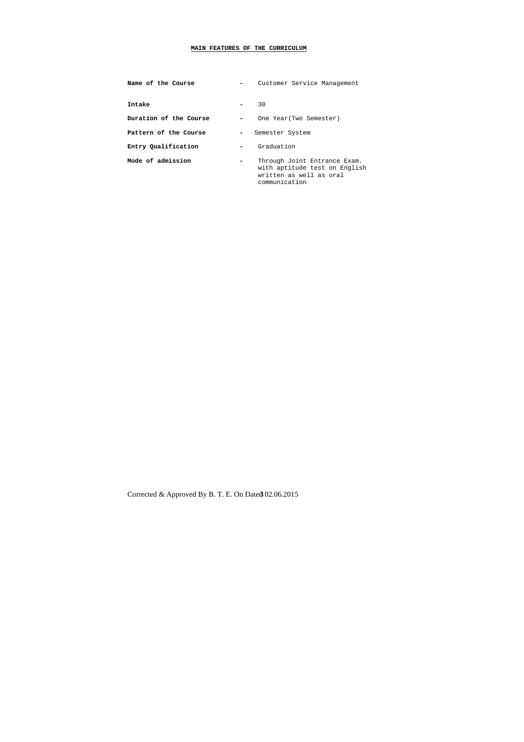## MAIN FEATURES OF THE CURRICULUM

| | | |
|---|---|---|
| **Name of the Course** | - | Customer Service Management |
| **Intake** | - | 30 |
| **Duration of the Course** | - | One Year(Two Semester) |
| **Pattern of the Course** | - | Semester System |
| **Entry Qualification** | - | Graduation |
| **Mode of admission** | - | Through Joint Entrance Exam. with aptitude test on English written as well as oral communication |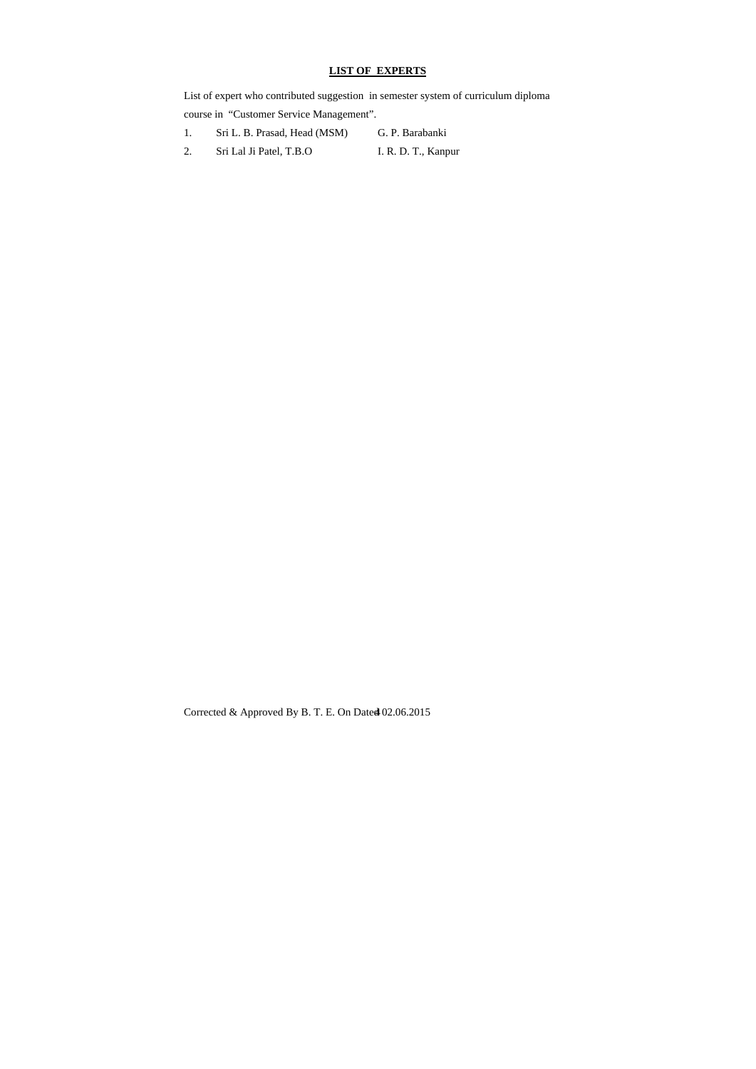## LIST OF EXPERTS

List of expert who contributed suggestion in semester system of curriculum diploma course in "Customer Service Management".

| | | |
|---|---|---|
| 1. | Sri L. B. Prasad, Head (MSM) | G. P. Barabanki |
| 2. | Sri Lal Ji Patel, T.B.O | I. R. D. T., Kanpur |

Corrected & Approved By B. T. E. On Dated 02.06.2015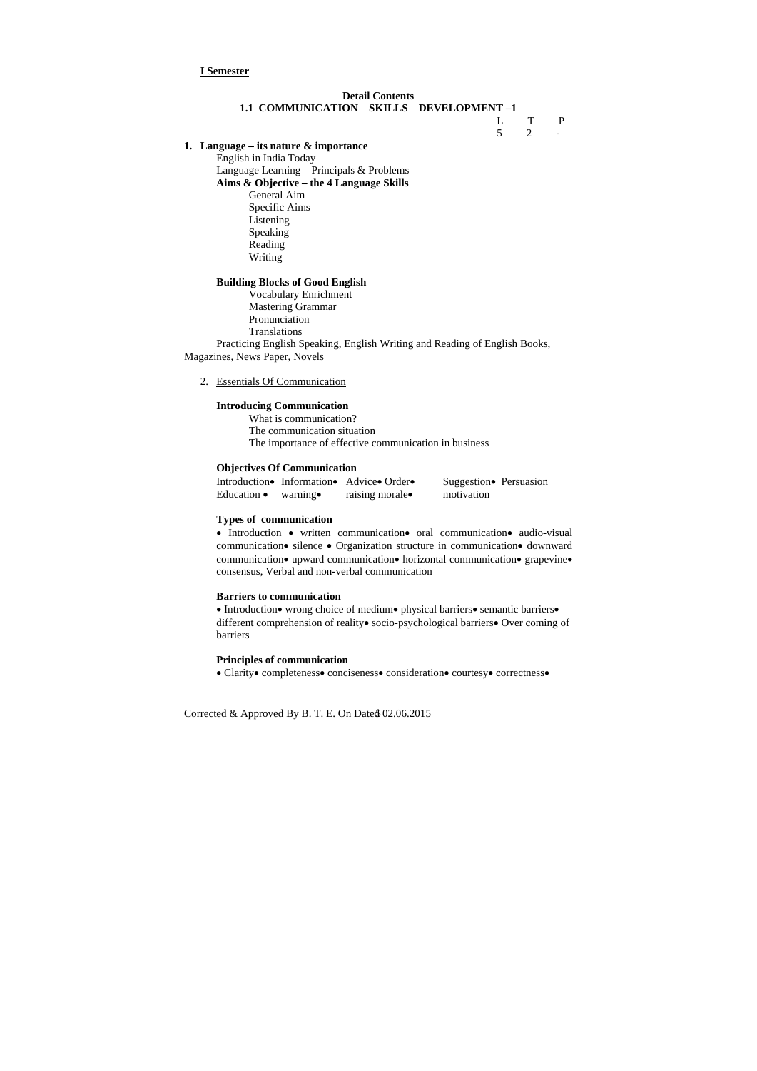**I Semester**

**Detail Contents**

**1.1 COMMUNICATION SKILLS DEVELOPMENT –1**

| L | T | P |
|---|---|---|
| 5 | 2 | - |

1. **Language – its nature & importance**

   English in India Today

   Language Learning – Principals & Problems

   **Aims & Objective – the 4 Language Skills**

   - General Aim
   - Specific Aims
   - Listening
   - Speaking
   - Reading
   - Writing

   **Building Blocks of Good English**

   - Vocabulary Enrichment
   - Mastering Grammar
   - Pronunciation
   - Translations

   Practicing English Speaking, English Writing and Reading of English Books, Magazines, News Paper, Novels

2. Essentials Of Communication

   **Introducing Communication**

   - What is communication?
   - The communication situation
   - The importance of effective communication in business

   **Objectives Of Communication**

   Introduction• Information• Advice• Order• Suggestion• Persuasion Education • warning• raising morale• motivation

   **Types of communication**

   • Introduction • written communication• oral communication• audio-visual communication• silence • Organization structure in communication• downward communication• upward communication• horizontal communication• grapevine• consensus, Verbal and non-verbal communication

   **Barriers to communication**

   • Introduction• wrong choice of medium• physical barriers• semantic barriers• different comprehension of reality• socio-psychological barriers• Over coming of barriers

   **Principles of communication**

   • Clarity• completeness• conciseness• consideration• courtesy• correctness•

Corrected & Approved By B. T. E. On Dated 02.06.2015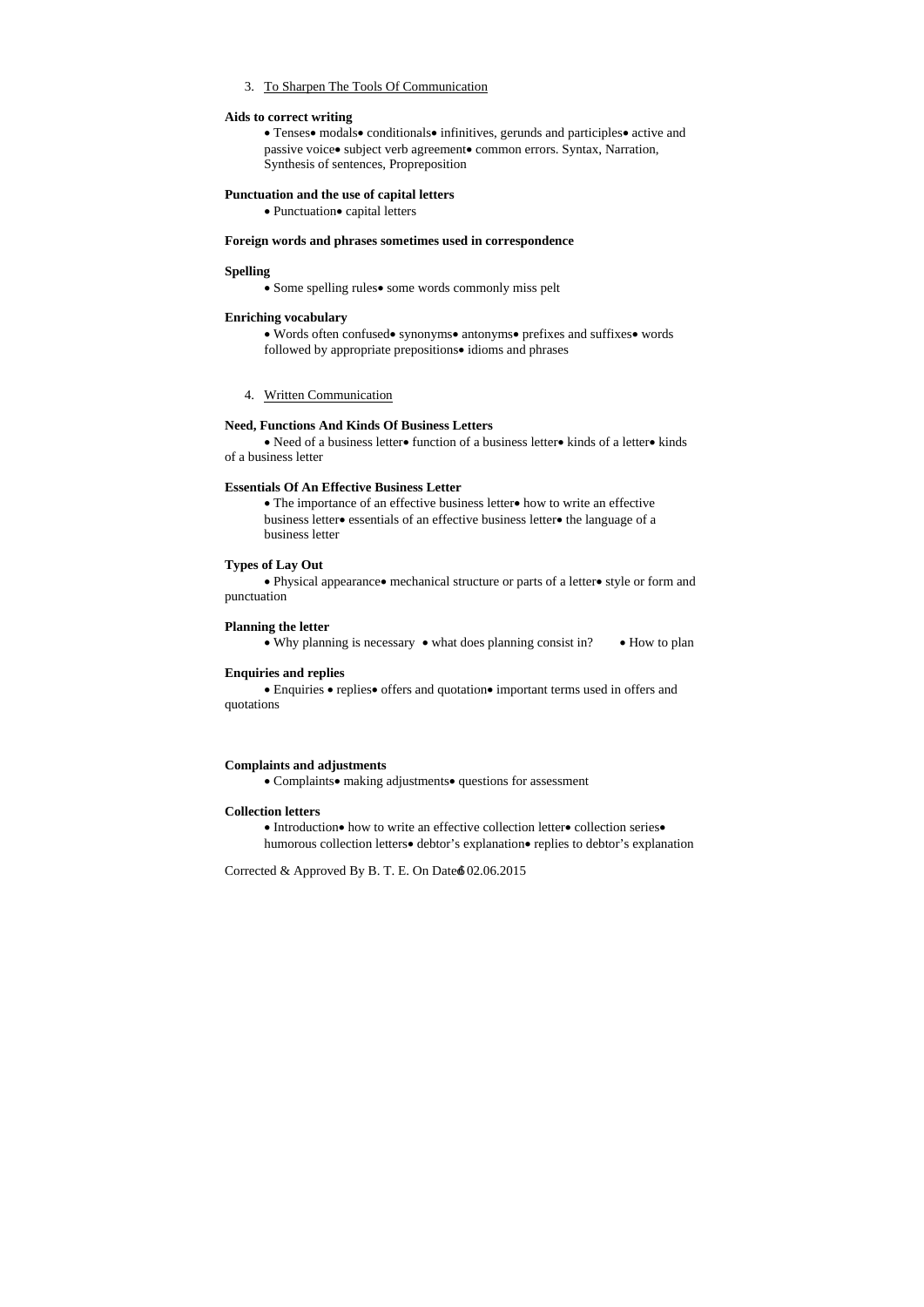3. To Sharpen The Tools Of Communication

**Aids to correct writing**

• Tenses• modals• conditionals• infinitives, gerunds and participles• active and passive voice• subject verb agreement• common errors. Syntax, Narration, Synthesis of sentences, Propreposition

**Punctuation and the use of capital letters**

• Punctuation• capital letters

**Foreign words and phrases sometimes used in correspondence**

**Spelling**

• Some spelling rules• some words commonly miss pelt

**Enriching vocabulary**

• Words often confused• synonyms• antonyms• prefixes and suffixes• words followed by appropriate prepositions• idioms and phrases

4. Written Communication

**Need, Functions And Kinds Of Business Letters**

• Need of a business letter• function of a business letter• kinds of a letter• kinds of a business letter

**Essentials Of An Effective Business Letter**

• The importance of an effective business letter• how to write an effective business letter• essentials of an effective business letter• the language of a business letter

**Types of Lay Out**

• Physical appearance• mechanical structure or parts of a letter• style or form and punctuation

**Planning the letter**

• Why planning is necessary • what does planning consist in? • How to plan

**Enquiries and replies**

• Enquiries • replies• offers and quotation• important terms used in offers and quotations

**Complaints and adjustments**

• Complaints• making adjustments• questions for assessment

**Collection letters**

• Introduction• how to write an effective collection letter• collection series• humorous collection letters• debtor's explanation• replies to debtor's explanation

Corrected & Approved By B. T. E. On Dated 02.06.2015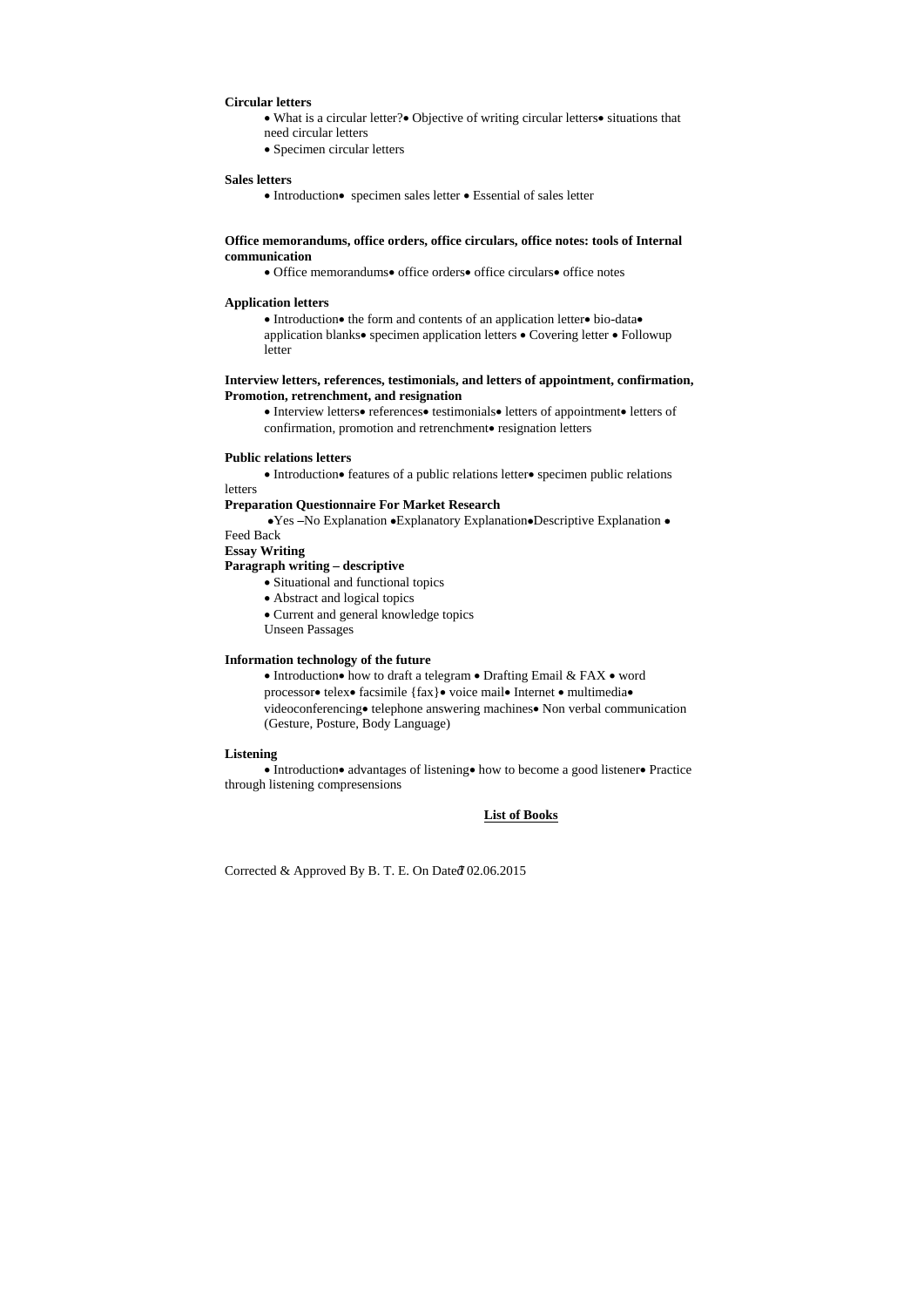**Circular letters**

- What is a circular letter?• Objective of writing circular letters• situations that need circular letters
- Specimen circular letters

**Sales letters**

- Introduction• specimen sales letter • Essential of sales letter

**Office memorandums, office orders, office circulars, office notes: tools of Internal communication**

- Office memorandums• office orders• office circulars• office notes

**Application letters**

- Introduction• the form and contents of an application letter• bio-data• application blanks• specimen application letters • Covering letter • Followup letter

**Interview letters, references, testimonials, and letters of appointment, confirmation, Promotion, retrenchment, and resignation**

- Interview letters• references• testimonials• letters of appointment• letters of confirmation, promotion and retrenchment• resignation letters

**Public relations letters**

• Introduction• features of a public relations letter• specimen public relations letters

**Preparation Questionnaire For Market Research**

•Yes –No Explanation •Explanatory Explanation•Descriptive Explanation • Feed Back

**Essay Writing**

**Paragraph writing – descriptive**

- Situational and functional topics
- Abstract and logical topics
- Current and general knowledge topics

Unseen Passages

**Information technology of the future**

- Introduction• how to draft a telegram • Drafting Email & FAX • word processor• telex• facsimile {fax}• voice mail• Internet • multimedia• videoconferencing• telephone answering machines• Non verbal communication (Gesture, Posture, Body Language)

**Listening**

• Introduction• advantages of listening• how to become a good listener• Practice through listening compresensions

**List of Books**

Corrected & Approved By B. T. E. On Dated 02.06.2015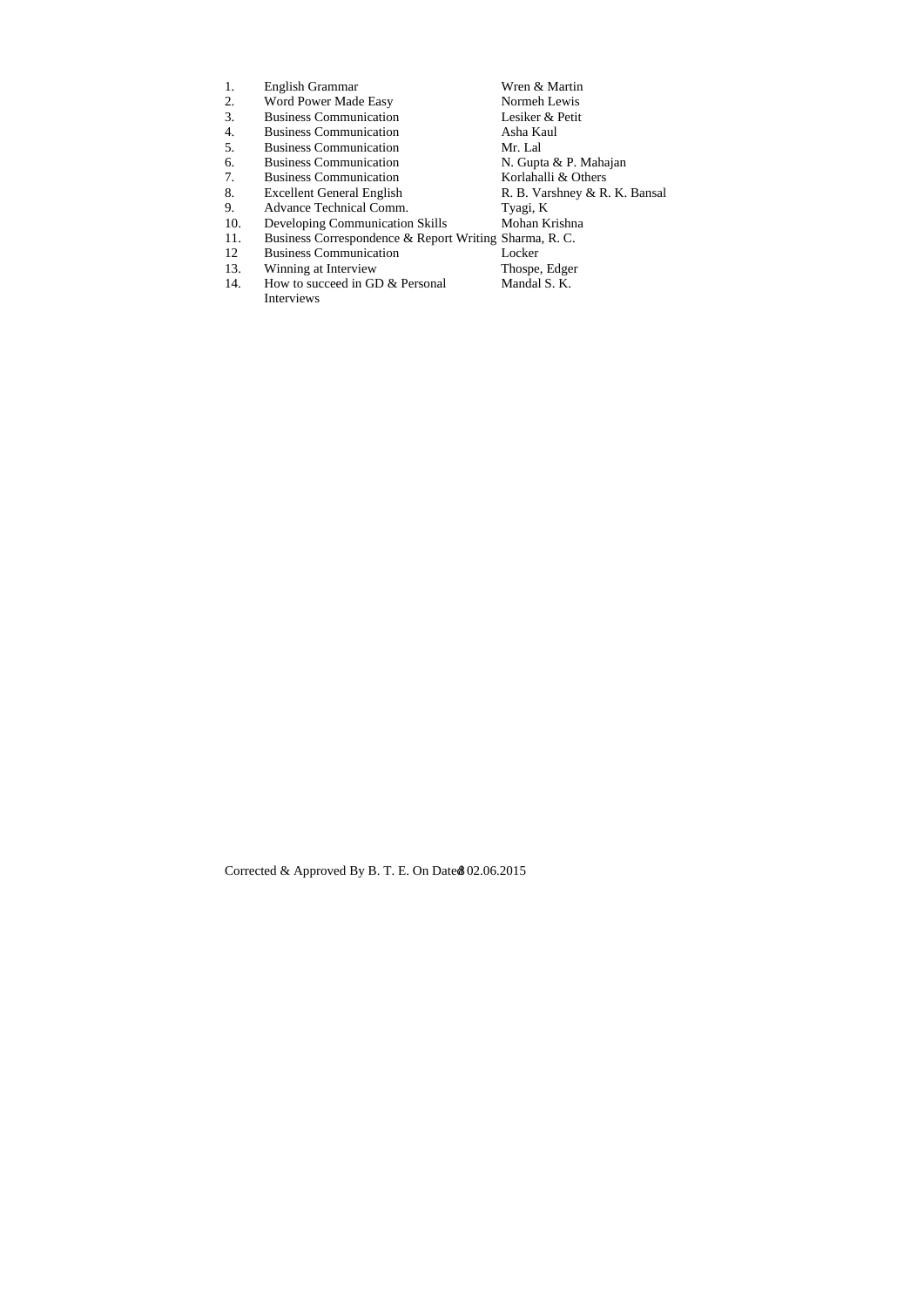| | | |
|---|---|---|
| 1. | English Grammar | Wren & Martin |
| 2. | Word Power Made Easy | Normeh Lewis |
| 3. | Business Communication | Lesiker & Petit |
| 4. | Business Communication | Asha Kaul |
| 5. | Business Communication | Mr. Lal |
| 6. | Business Communication | N. Gupta & P. Mahajan |
| 7. | Business Communication | Korlahalli & Others |
| 8. | Excellent General English | R. B. Varshney & R. K. Bansal |
| 9. | Advance Technical Comm. | Tyagi, K |
| 10. | Developing Communication Skills | Mohan Krishna |
| 11. | Business Correspondence & Report Writing | Sharma, R. C. |
| 12 | Business Communication | Locker |
| 13. | Winning at Interview | Thospe, Edger |
| 14. | How to succeed in GD & Personal Interviews | Mandal S. K. |

Corrected & Approved By B. T. E. On Dated 02.06.2015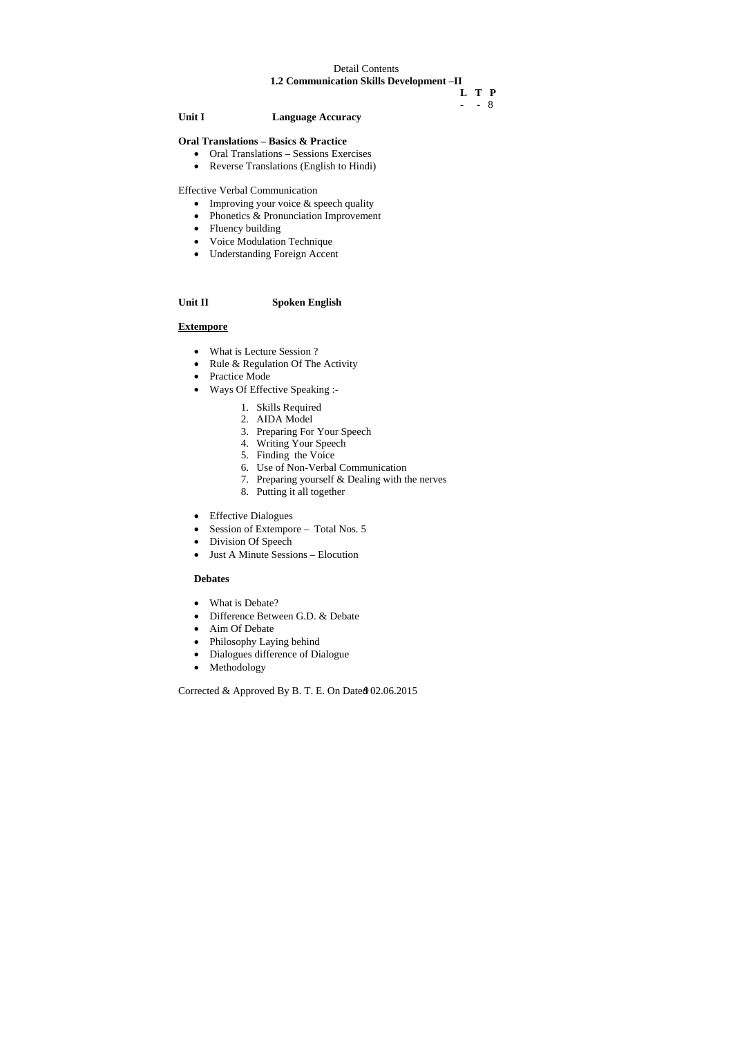Detail Contents

**1.2 Communication Skills Development –II**

| L | T | P |
|---|---|---|
| - | - | 8 |

**Unit I Language Accuracy**

**Oral Translations – Basics & Practice**

- Oral Translations – Sessions Exercises
- Reverse Translations (English to Hindi)

Effective Verbal Communication

- Improving your voice & speech quality
- Phonetics & Pronunciation Improvement
- Fluency building
- Voice Modulation Technique
- Understanding Foreign Accent

**Unit II Spoken English**

**<u>Extempore</u>**

- What is Lecture Session ?
- Rule & Regulation Of The Activity
- Practice Mode
- Ways Of Effective Speaking :-
    1. Skills Required
    2. AIDA Model
    3. Preparing For Your Speech
    4. Writing Your Speech
    5. Finding the Voice
    6. Use of Non-Verbal Communication
    7. Preparing yourself & Dealing with the nerves
    8. Putting it all together
- Effective Dialogues
- Session of Extempore – Total Nos. 5
- Division Of Speech
- Just A Minute Sessions – Elocution

**Debates**

- What is Debate?
- Difference Between G.D. & Debate
- Aim Of Debate
- Philosophy Laying behind
- Dialogues difference of Dialogue
- Methodology

Corrected & Approved By B. T. E. On Dated 02.06.2015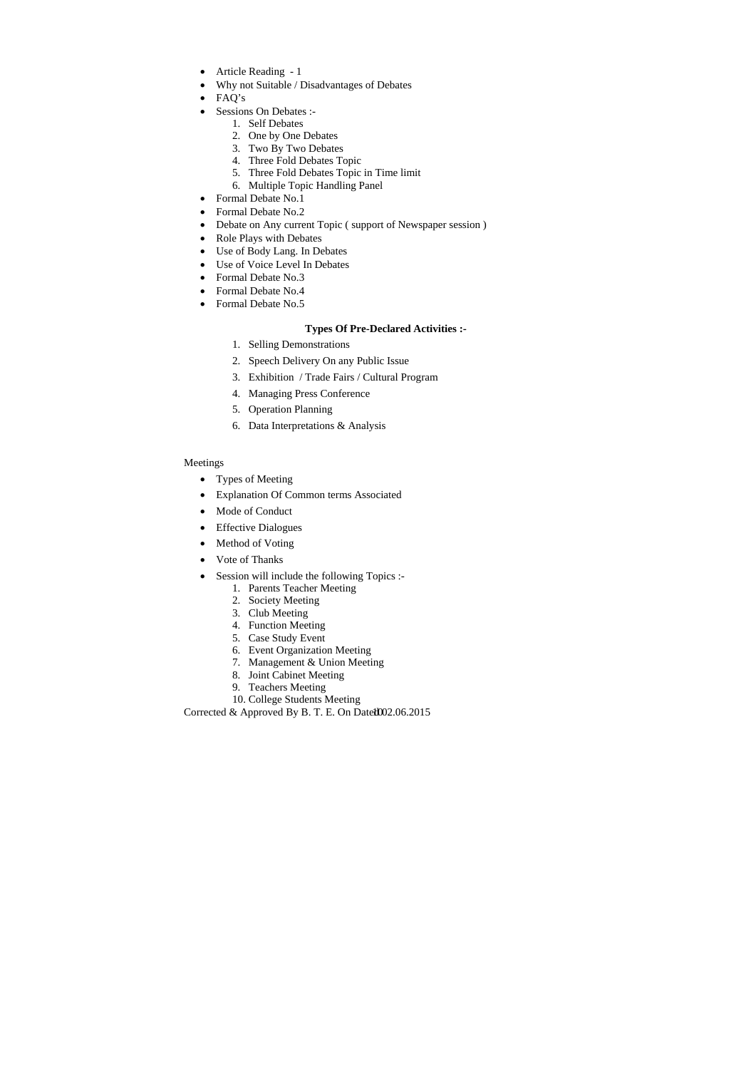- Article Reading - 1
- Why not Suitable / Disadvantages of Debates
- FAQ's
- Sessions On Debates :-
    1. Self Debates
    2. One by One Debates
    3. Two By Two Debates
    4. Three Fold Debates Topic
    5. Three Fold Debates Topic in Time limit
    6. Multiple Topic Handling Panel
- Formal Debate No.1
- Formal Debate No.2
- Debate on Any current Topic ( support of Newspaper session )
- Role Plays with Debates
- Use of Body Lang. In Debates
- Use of Voice Level In Debates
- Formal Debate No.3
- Formal Debate No.4
- Formal Debate No.5

**Types Of Pre-Declared Activities :-**

1. Selling Demonstrations
2. Speech Delivery On any Public Issue
3. Exhibition / Trade Fairs / Cultural Program
4. Managing Press Conference
5. Operation Planning
6. Data Interpretations & Analysis

Meetings

- Types of Meeting
- Explanation Of Common terms Associated
- Mode of Conduct
- Effective Dialogues
- Method of Voting
- Vote of Thanks
- Session will include the following Topics :-
    1. Parents Teacher Meeting
    2. Society Meeting
    3. Club Meeting
    4. Function Meeting
    5. Case Study Event
    6. Event Organization Meeting
    7. Management & Union Meeting
    8. Joint Cabinet Meeting
    9. Teachers Meeting
    10. College Students Meeting

Corrected & Approved By B. T. E. On Dated 02.06.2015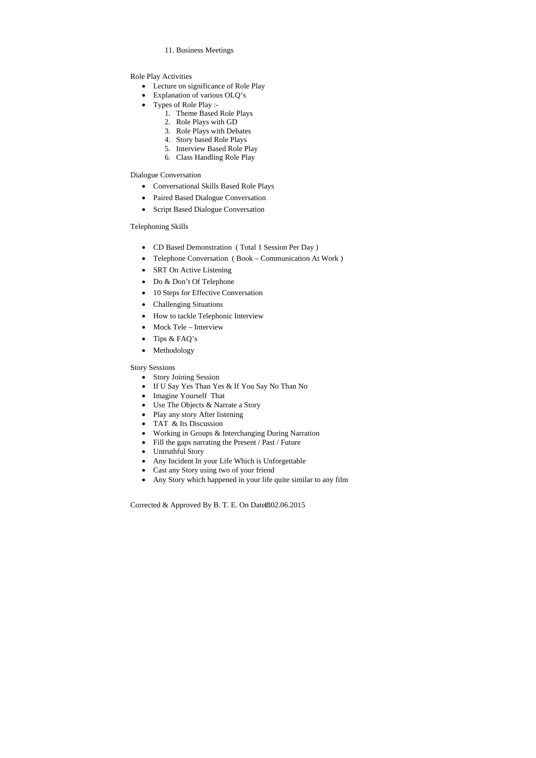11. Business Meetings

Role Play Activities

- Lecture on significance of Role Play
- Explanation of various OLQ's
- Types of Role Play :-
  1. Theme Based Role Plays
  2. Role Plays with GD
  3. Role Plays with Debates
  4. Story based Role Plays
  5. Interview Based Role Play
  6. Class Handling Role Play

Dialogue Conversation

- Conversational Skills Based Role Plays
- Paired Based Dialogue Conversation
- Script Based Dialogue Conversation

Telephoning Skills

- CD Based Demonstration ( Total 1 Session Per Day )
- Telephone Conversation ( Book – Communication At Work )
- SRT On Active Listening
- Do & Don't Of Telephone
- 10 Steps for Effective Conversation
- Challenging Situations
- How to tackle Telephonic Interview
- Mock Tele – Interview
- Tips & FAQ's
- Methodology

Story Sessions

- Story Joining Session
- If U Say Yes Than Yes & If You Say No Than No
- Imagine Yourself That
- Use The Objects & Narrate a Story
- Play any story After listening
- TAT & Its Discussion
- Working in Groups & Interchanging During Narration
- Fill the gaps narrating the Present / Past / Future
- Untruthful Story
- Any Incident In your Life Which is Unforgettable
- Cast any Story using two of your friend
- Any Story which happened in your life quite similar to any film

Corrected & Approved By B. T. E. On Dated 02.06.2015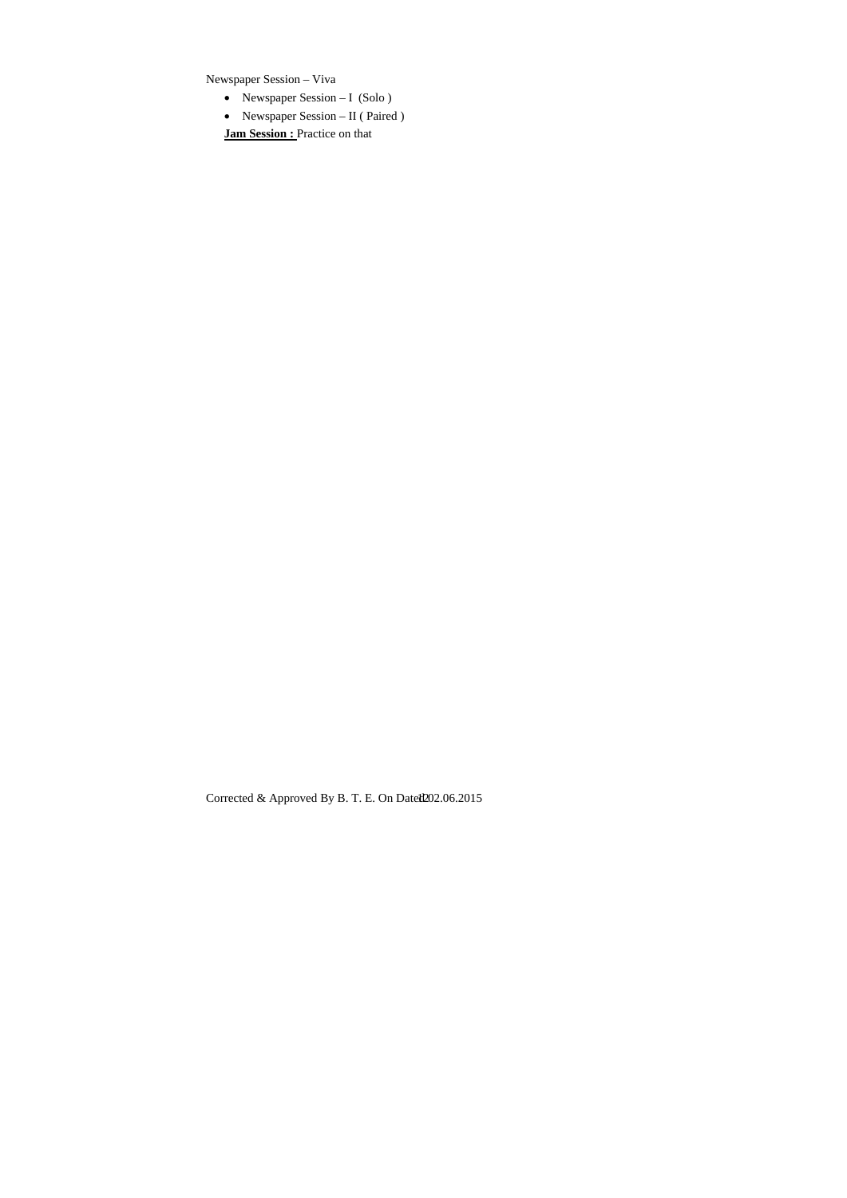Newspaper Session – Viva

- Newspaper Session – I (Solo)
- Newspaper Session – II (Paired)

**Jam Session :** Practice on that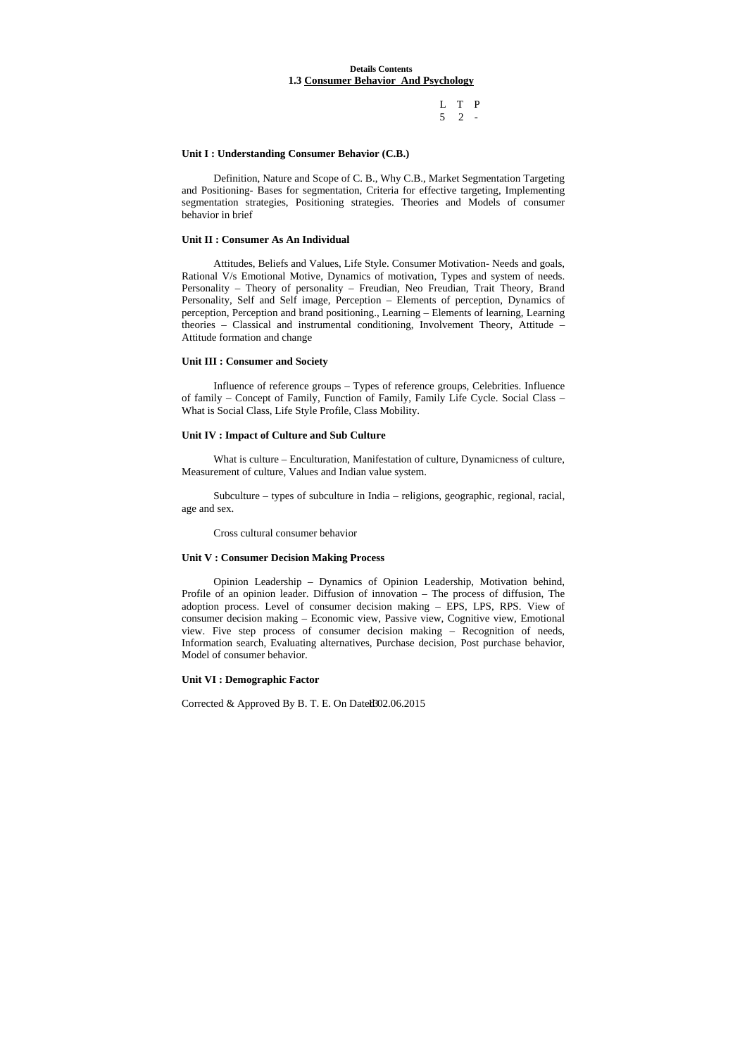**Details Contents**

## 1.3 Consumer Behavior And Psychology

| L | T | P |
|---|---|---|
| 5 | 2 | - |

### Unit I : Understanding Consumer Behavior (C.B.)

Definition, Nature and Scope of C. B., Why C.B., Market Segmentation Targeting and Positioning- Bases for segmentation, Criteria for effective targeting, Implementing segmentation strategies, Positioning strategies. Theories and Models of consumer behavior in brief

### Unit II : Consumer As An Individual

Attitudes, Beliefs and Values, Life Style. Consumer Motivation- Needs and goals, Rational V/s Emotional Motive, Dynamics of motivation, Types and system of needs. Personality – Theory of personality – Freudian, Neo Freudian, Trait Theory, Brand Personality, Self and Self image, Perception – Elements of perception, Dynamics of perception, Perception and brand positioning., Learning – Elements of learning, Learning theories – Classical and instrumental conditioning, Involvement Theory, Attitude – Attitude formation and change

### Unit III : Consumer and Society

Influence of reference groups – Types of reference groups, Celebrities. Influence of family – Concept of Family, Function of Family, Family Life Cycle. Social Class – What is Social Class, Life Style Profile, Class Mobility.

### Unit IV : Impact of Culture and Sub Culture

What is culture – Enculturation, Manifestation of culture, Dynamicness of culture, Measurement of culture, Values and Indian value system.

Subculture – types of subculture in India – religions, geographic, regional, racial, age and sex.

Cross cultural consumer behavior

### Unit V : Consumer Decision Making Process

Opinion Leadership – Dynamics of Opinion Leadership, Motivation behind, Profile of an opinion leader. Diffusion of innovation – The process of diffusion, The adoption process. Level of consumer decision making – EPS, LPS, RPS. View of consumer decision making – Economic view, Passive view, Cognitive view, Emotional view. Five step process of consumer decision making – Recognition of needs, Information search, Evaluating alternatives, Purchase decision, Post purchase behavior, Model of consumer behavior.

### Unit VI : Demographic Factor

Corrected & Approved By B. T. E. On Dated 02.06.2015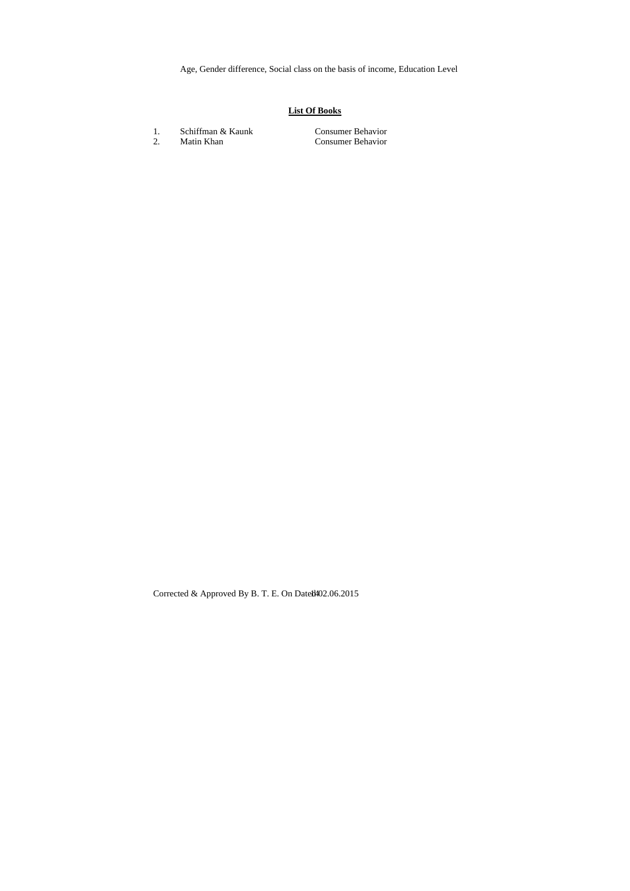Age, Gender difference, Social class on the basis of income, Education Level

**List Of Books**

| | | |
|---|---|---|
| 1. | Schiffman & Kaunk | Consumer Behavior |
| 2. | Matin Khan | Consumer Behavior |

Corrected & Approved By B. T. E. On Dated 02.06.2015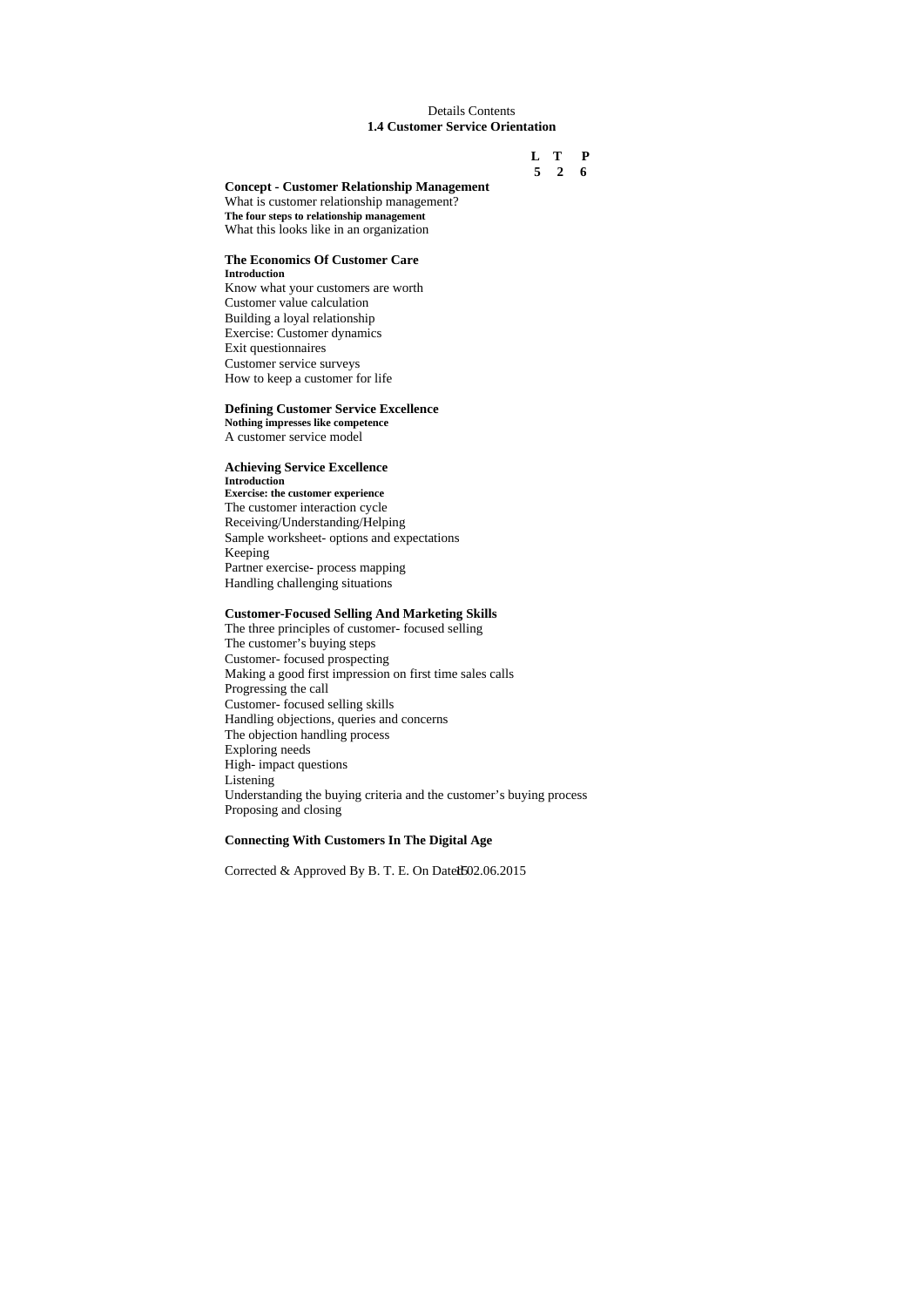Details Contents

**1.4 Customer Service Orientation**

| L | T | P |
|---|---|---|
| 5 | 2 | 6 |

**Concept - Customer Relationship Management**

What is customer relationship management?

**The four steps to relationship management**

What this looks like in an organization

**The Economics Of Customer Care**

**Introduction**

Know what your customers are worth

Customer value calculation

Building a loyal relationship

Exercise: Customer dynamics

Exit questionnaires

Customer service surveys

How to keep a customer for life

**Defining Customer Service Excellence**

**Nothing impresses like competence**

A customer service model

**Achieving Service Excellence**

**Introduction**

**Exercise: the customer experience**

The customer interaction cycle

Receiving/Understanding/Helping

Sample worksheet- options and expectations

Keeping

Partner exercise- process mapping

Handling challenging situations

**Customer-Focused Selling And Marketing Skills**

The three principles of customer- focused selling

The customer's buying steps

Customer- focused prospecting

Making a good first impression on first time sales calls

Progressing the call

Customer- focused selling skills

Handling objections, queries and concerns

The objection handling process

Exploring needs

High- impact questions

Listening

Understanding the buying criteria and the customer's buying process

Proposing and closing

**Connecting With Customers In The Digital Age**

Corrected & Approved By B. T. E. On Dated 02.06.2015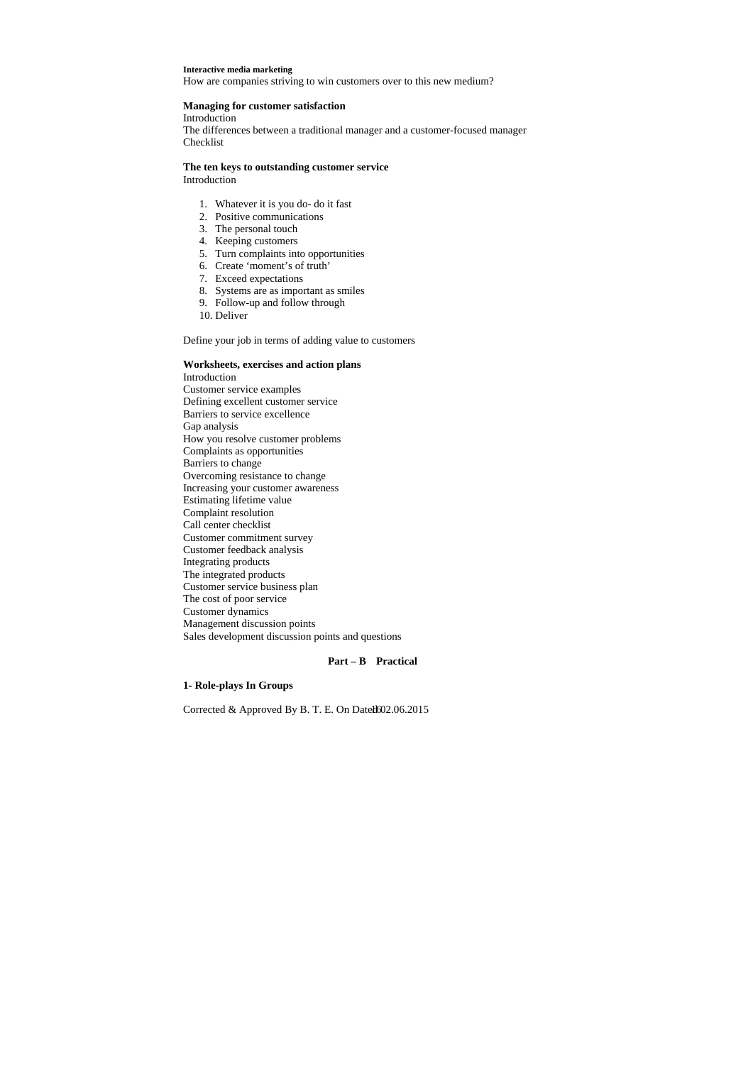**Interactive media marketing**

How are companies striving to win customers over to this new medium?

**Managing for customer satisfaction**

Introduction

The differences between a traditional manager and a customer-focused manager

Checklist

**The ten keys to outstanding customer service**

Introduction

1. Whatever it is you do- do it fast
2. Positive communications
3. The personal touch
4. Keeping customers
5. Turn complaints into opportunities
6. Create 'moment's of truth'
7. Exceed expectations
8. Systems are as important as smiles
9. Follow-up and follow through
10. Deliver

Define your job in terms of adding value to customers

**Worksheets, exercises and action plans**

Introduction

Customer service examples

Defining excellent customer service

Barriers to service excellence

Gap analysis

How you resolve customer problems

Complaints as opportunities

Barriers to change

Overcoming resistance to change

Increasing your customer awareness

Estimating lifetime value

Complaint resolution

Call center checklist

Customer commitment survey

Customer feedback analysis

Integrating products

The integrated products

Customer service business plan

The cost of poor service

Customer dynamics

Management discussion points

Sales development discussion points and questions

**Part – B Practical**

**1- Role-plays In Groups**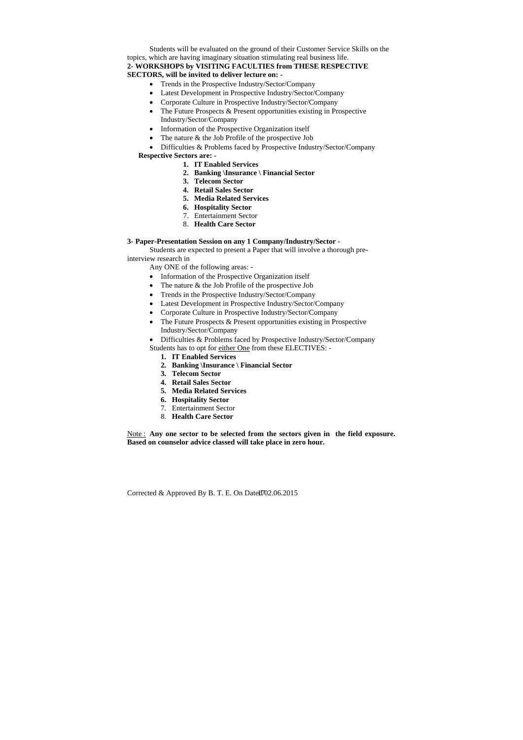Students will be evaluated on the ground of their Customer Service Skills on the topics, which are having imaginary situation stimulating real business life.

**2- WORKSHOPS by VISITING FACULTIES from THESE RESPECTIVE SECTORS, will be invited to deliver lecture on: -**

- Trends in the Prospective Industry/Sector/Company
- Latest Development in Prospective Industry/Sector/Company
- Corporate Culture in Prospective Industry/Sector/Company
- The Future Prospects & Present opportunities existing in Prospective Industry/Sector/Company
- Information of the Prospective Organization itself
- The nature & the Job Profile of the prospective Job
- Difficulties & Problems faced by Prospective Industry/Sector/Company

**Respective Sectors are: -**

1. **IT Enabled Services**
2. **Banking \Insurance \ Financial Sector**
3. **Telecom Sector**
4. **Retail Sales Sector**
5. **Media Related Services**
6. **Hospitality Sector**
7. Entertainment Sector
8. **Health Care Sector**

**3- Paper-Presentation Session on any 1 Company/Industry/Sector -**

Students are expected to present a Paper that will involve a thorough pre-interview research in

Any ONE of the following areas: -

- Information of the Prospective Organization itself
- The nature & the Job Profile of the prospective Job
- Trends in the Prospective Industry/Sector/Company
- Latest Development in Prospective Industry/Sector/Company
- Corporate Culture in Prospective Industry/Sector/Company
- The Future Prospects & Present opportunities existing in Prospective Industry/Sector/Company
- Difficulties & Problems faced by Prospective Industry/Sector/Company

Students has to opt for either One from these ELECTIVES: -

1. **IT Enabled Services**
2. **Banking \Insurance \ Financial Sector**
3. **Telecom Sector**
4. **Retail Sales Sector**
5. **Media Related Services**
6. **Hospitality Sector**
7. Entertainment Sector
8. **Health Care Sector**

Note : **Any one sector to be selected from the sectors given in the field exposure. Based on counselor advice classed will take place in zero hour.**

Corrected & Approved By B. T. E. On Dated 02.06.2015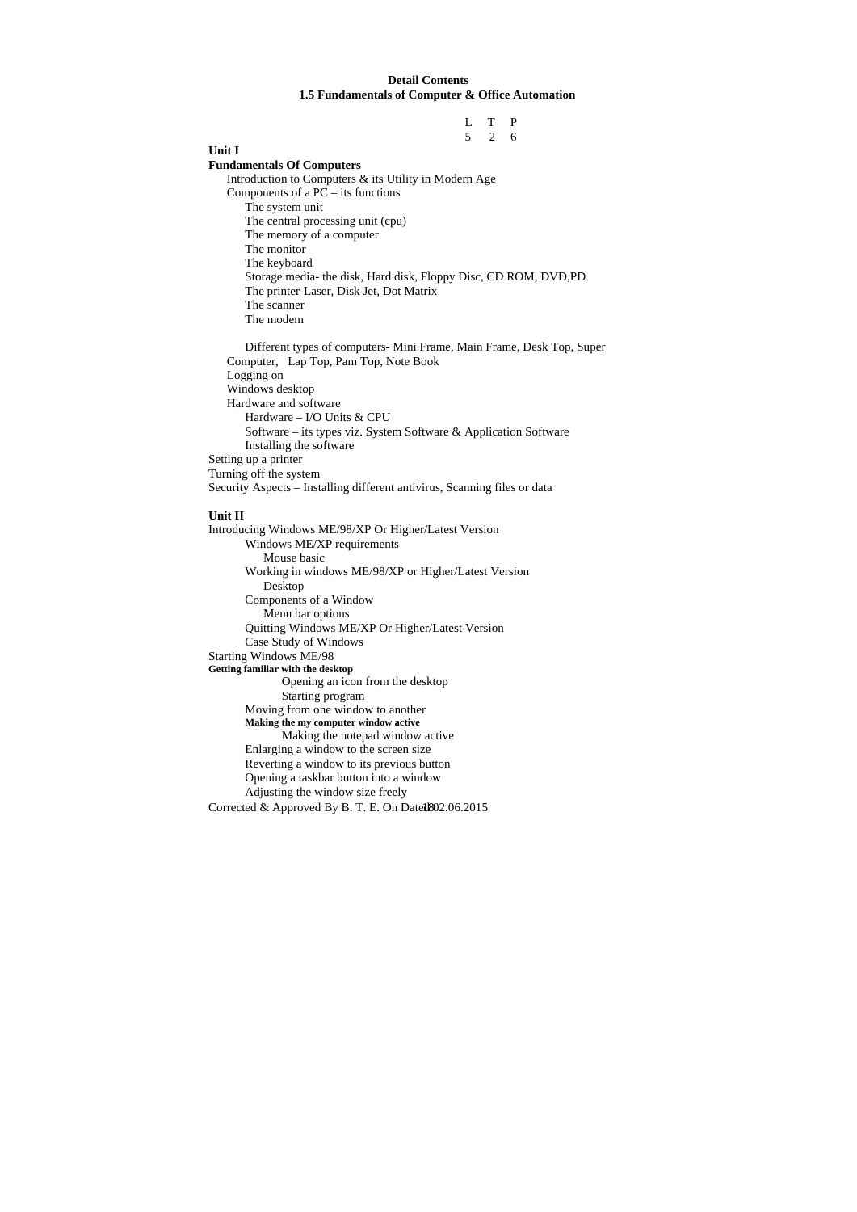**Detail Contents**
**1.5 Fundamentals of Computer & Office Automation**

| L | T | P |
|---|---|---|
| 5 | 2 | 6 |

**Unit I**

**Fundamentals Of Computers**

- Introduction to Computers & its Utility in Modern Age
- Components of a PC – its functions
  - The system unit
  - The central processing unit (cpu)
  - The memory of a computer
  - The monitor
  - The keyboard
  - Storage media- the disk, Hard disk, Floppy Disc, CD ROM, DVD,PD
  - The printer-Laser, Disk Jet, Dot Matrix
  - The scanner
  - The modem

  Different types of computers- Mini Frame, Main Frame, Desk Top, Super Computer, Lap Top, Pam Top, Note Book
- Logging on
- Windows desktop
- Hardware and software
  - Hardware – I/O Units & CPU
  - Software – its types viz. System Software & Application Software
  - Installing the software

Setting up a printer
Turning off the system
Security Aspects – Installing different antivirus, Scanning files or data

**Unit II**

Introducing Windows ME/98/XP Or Higher/Latest Version
- Windows ME/XP requirements
  - Mouse basic
- Working in windows ME/98/XP or Higher/Latest Version
  - Desktop
- Components of a Window
  - Menu bar options
- Quitting Windows ME/XP Or Higher/Latest Version
- Case Study of Windows

Starting Windows ME/98
**Getting familiar with the desktop**
- Opening an icon from the desktop
- Starting program
- Moving from one window to another
- **Making the my computer window active**
  - Making the notepad window active
- Enlarging a window to the screen size
- Reverting a window to its previous button
- Opening a taskbar button into a window
- Adjusting the window size freely

Corrected & Approved By B. T. E. On Dated 02.06.2015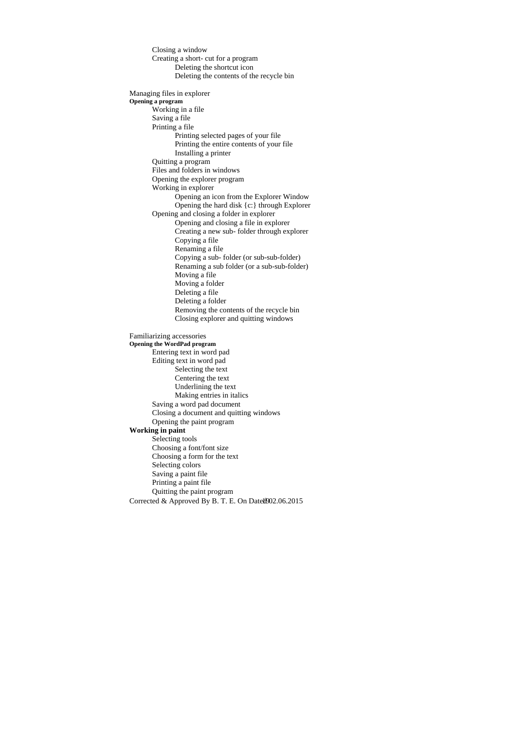- Closing a window
- Creating a short- cut for a program
  - Deleting the shortcut icon
  - Deleting the contents of the recycle bin

Managing files in explorer

**Opening a program**

- Working in a file
- Saving a file
- Printing a file
  - Printing selected pages of your file
  - Printing the entire contents of your file
  - Installing a printer
- Quitting a program
- Files and folders in windows
- Opening the explorer program
- Working in explorer
  - Opening an icon from the Explorer Window
  - Opening the hard disk {c:} through Explorer
- Opening and closing a folder in explorer
  - Opening and closing a file in explorer
  - Creating a new sub- folder through explorer
  - Copying a file
  - Renaming a file
  - Copying a sub- folder (or sub-sub-folder)
  - Renaming a sub folder (or a sub-sub-folder)
  - Moving a file
  - Moving a folder
  - Deleting a file
  - Deleting a folder
  - Removing the contents of the recycle bin
  - Closing explorer and quitting windows

Familiarizing accessories

**Opening the WordPad program**

- Entering text in word pad
- Editing text in word pad
  - Selecting the text
  - Centering the text
  - Underlining the text
  - Making entries in italics
- Saving a word pad document
- Closing a document and quitting windows
- Opening the paint program

**Working in paint**

- Selecting tools
- Choosing a font/font size
- Choosing a form for the text
- Selecting colors
- Saving a paint file
- Printing a paint file
- Quitting the paint program

Corrected & Approved By B. T. E. On Dated 02.06.2015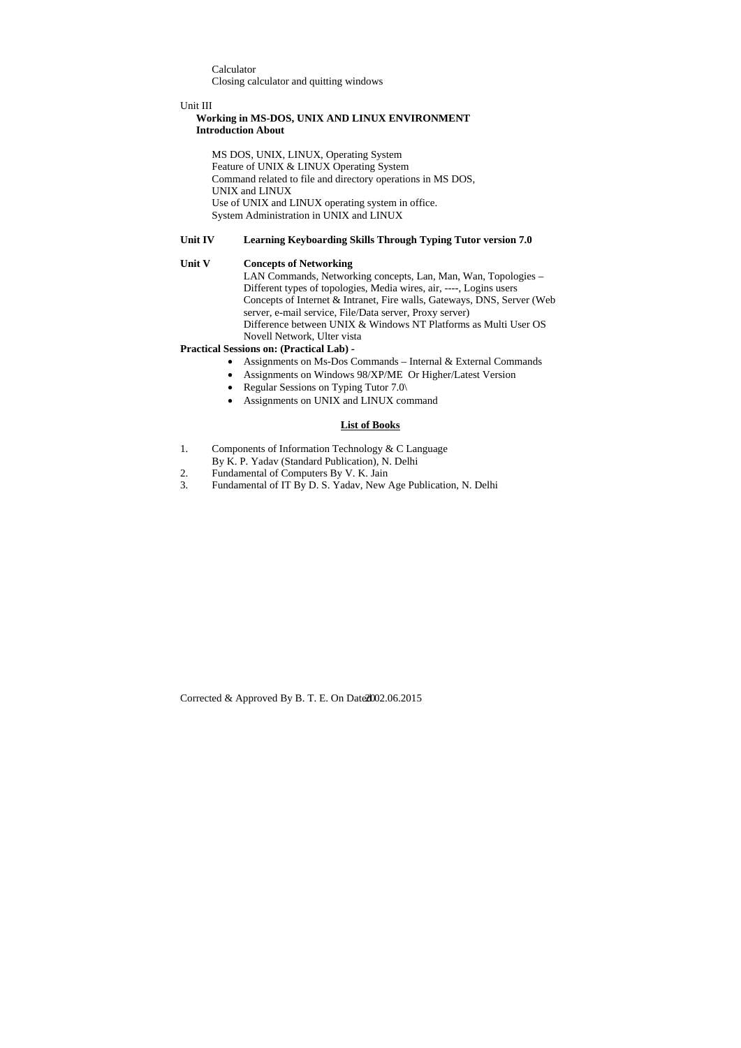Calculator
Closing calculator and quitting windows

Unit III

**Working in MS-DOS, UNIX AND LINUX ENVIRONMENT**
**Introduction About**

MS DOS, UNIX, LINUX, Operating System
Feature of UNIX & LINUX Operating System
Command related to file and directory operations in MS DOS, UNIX and LINUX
Use of UNIX and LINUX operating system in office.
System Administration in UNIX and LINUX

**Unit IV Learning Keyboarding Skills Through Typing Tutor version 7.0**

**Unit V Concepts of Networking**

LAN Commands, Networking concepts, Lan, Man, Wan, Topologies – Different types of topologies, Media wires, air, ----, Logins users
Concepts of Internet & Intranet, Fire walls, Gateways, DNS, Server (Web server, e-mail service, File/Data server, Proxy server)
Difference between UNIX & Windows NT Platforms as Multi User OS
Novell Network, Ulter vista

**Practical Sessions on: (Practical Lab) -**

- Assignments on Ms-Dos Commands – Internal & External Commands
- Assignments on Windows 98/XP/ME Or Higher/Latest Version
- Regular Sessions on Typing Tutor 7.0\
- Assignments on UNIX and LINUX command

**List of Books**

1. Components of Information Technology & C Language By K. P. Yadav (Standard Publication), N. Delhi
2. Fundamental of Computers By V. K. Jain
3. Fundamental of IT By D. S. Yadav, New Age Publication, N. Delhi

Corrected & Approved By B. T. E. On Dated 02.06.2015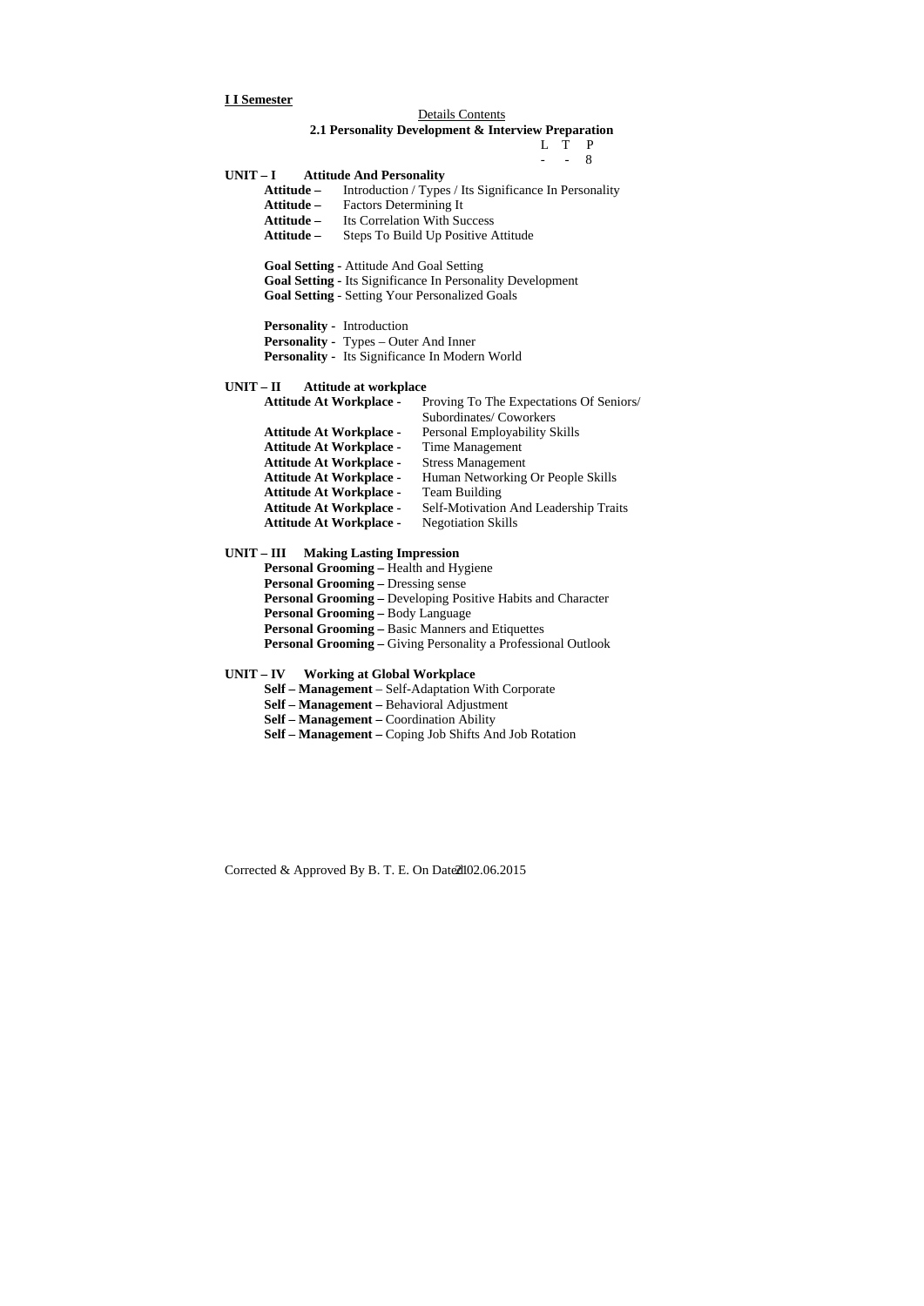**I I Semester**

Details Contents

## 2.1 Personality Development & Interview Preparation

| L | T | P |
|---|---|---|
| - | - | 8 |

**UNIT – I Attitude And Personality**

- **Attitude –** Introduction / Types / Its Significance In Personality
- **Attitude –** Factors Determining It
- **Attitude –** Its Correlation With Success
- **Attitude –** Steps To Build Up Positive Attitude

- **Goal Setting** - Attitude And Goal Setting
- **Goal Setting** - Its Significance In Personality Development
- **Goal Setting** - Setting Your Personalized Goals

- **Personality** - Introduction
- **Personality** - Types – Outer And Inner
- **Personality** - Its Significance In Modern World

**UNIT – II Attitude at workplace**

- **Attitude At Workplace -** Proving To The Expectations Of Seniors/ Subordinates/ Coworkers
- **Attitude At Workplace -** Personal Employability Skills
- **Attitude At Workplace -** Time Management
- **Attitude At Workplace -** Stress Management
- **Attitude At Workplace -** Human Networking Or People Skills
- **Attitude At Workplace -** Team Building
- **Attitude At Workplace -** Self-Motivation And Leadership Traits
- **Attitude At Workplace -** Negotiation Skills

**UNIT – III Making Lasting Impression**

- **Personal Grooming –** Health and Hygiene
- **Personal Grooming –** Dressing sense
- **Personal Grooming –** Developing Positive Habits and Character
- **Personal Grooming –** Body Language
- **Personal Grooming –** Basic Manners and Etiquettes
- **Personal Grooming –** Giving Personality a Professional Outlook

**UNIT – IV Working at Global Workplace**

- **Self – Management** – Self-Adaptation With Corporate
- **Self – Management –** Behavioral Adjustment
- **Self – Management –** Coordination Ability
- **Self – Management –** Coping Job Shifts And Job Rotation

Corrected & Approved By B. T. E. On Dated 02.06.2015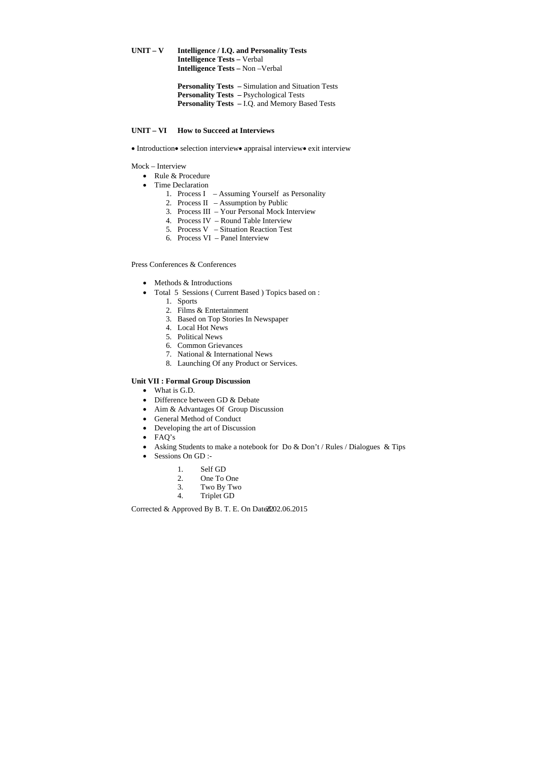**UNIT – V Intelligence / I.Q. and Personality Tests**

**Intelligence Tests –** Verbal
**Intelligence Tests –** Non –Verbal

**Personality Tests –** Simulation and Situation Tests
**Personality Tests –** Psychological Tests
**Personality Tests –** I.Q. and Memory Based Tests

**UNIT – VI How to Succeed at Interviews**

• Introduction• selection interview• appraisal interview• exit interview

Mock – Interview

- Rule & Procedure
- Time Declaration
    1. Process I – Assuming Yourself as Personality
    2. Process II – Assumption by Public
    3. Process III – Your Personal Mock Interview
    4. Process IV – Round Table Interview
    5. Process V – Situation Reaction Test
    6. Process VI – Panel Interview

Press Conferences & Conferences

- Methods & Introductions
- Total 5 Sessions ( Current Based ) Topics based on :
    1. Sports
    2. Films & Entertainment
    3. Based on Top Stories In Newspaper
    4. Local Hot News
    5. Political News
    6. Common Grievances
    7. National & International News
    8. Launching Of any Product or Services.

**Unit VII : Formal Group Discussion**

- What is G.D.
- Difference between GD & Debate
- Aim & Advantages Of Group Discussion
- General Method of Conduct
- Developing the art of Discussion
- FAQ's
- Asking Students to make a notebook for Do & Don't / Rules / Dialogues & Tips
- Sessions On GD :-
    1. Self GD
    2. One To One
    3. Two By Two
    4. Triplet GD

Corrected & Approved By B. T. E. On Dated 02.06.2015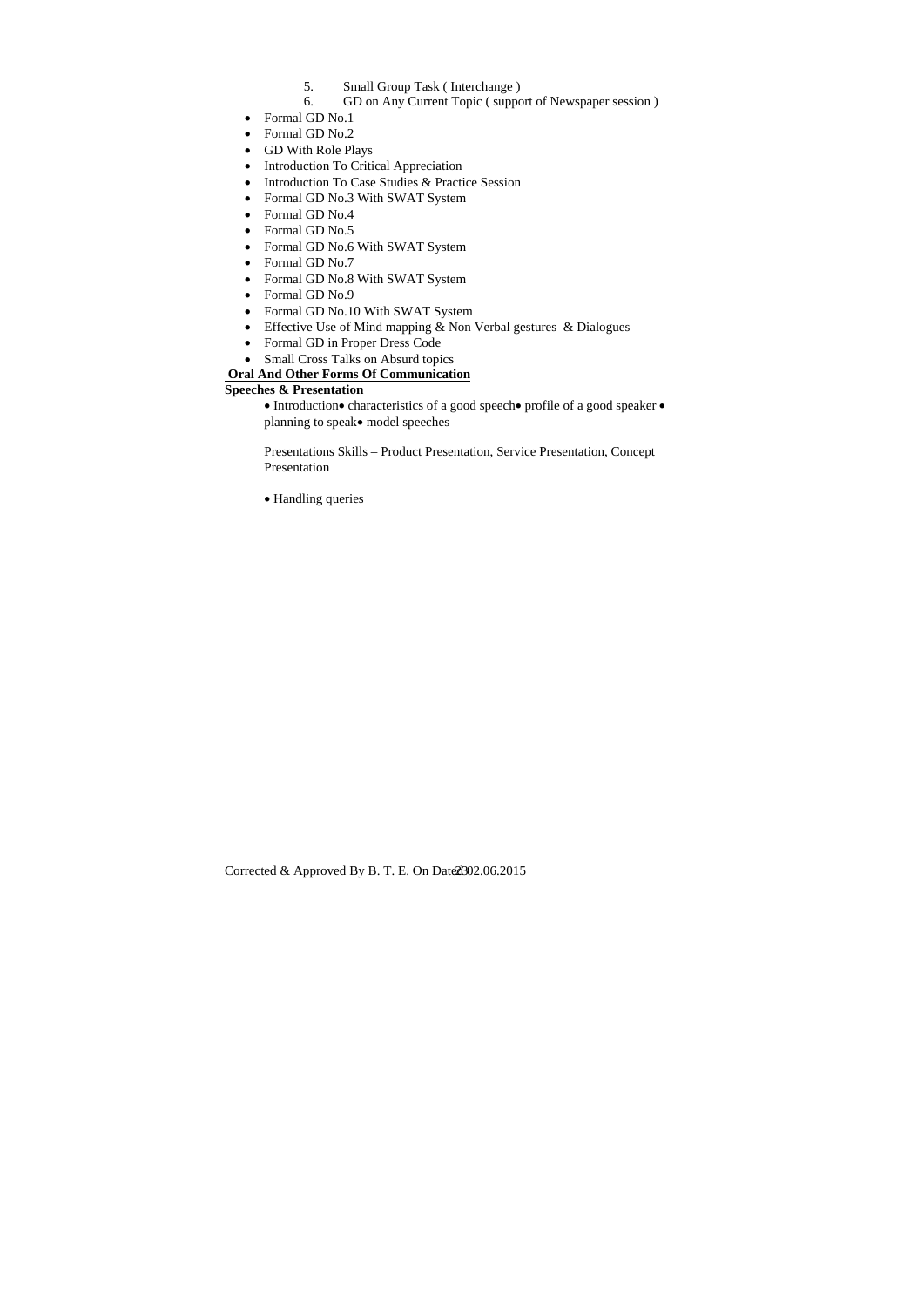5. Small Group Task ( Interchange )
6. GD on Any Current Topic ( support of Newspaper session )

- Formal GD No.1
- Formal GD No.2
- GD With Role Plays
- Introduction To Critical Appreciation
- Introduction To Case Studies & Practice Session
- Formal GD No.3 With SWAT System
- Formal GD No.4
- Formal GD No.5
- Formal GD No.6 With SWAT System
- Formal GD No.7
- Formal GD No.8 With SWAT System
- Formal GD No.9
- Formal GD No.10 With SWAT System
- Effective Use of Mind mapping & Non Verbal gestures & Dialogues
- Formal GD in Proper Dress Code
- Small Cross Talks on Absurd topics

**Oral And Other Forms Of Communication**

**Speeches & Presentation**

- Introduction • characteristics of a good speech • profile of a good speaker • planning to speak • model speeches

Presentations Skills – Product Presentation, Service Presentation, Concept Presentation

- Handling queries

Corrected & Approved By B. T. E. On Date 02.06.2015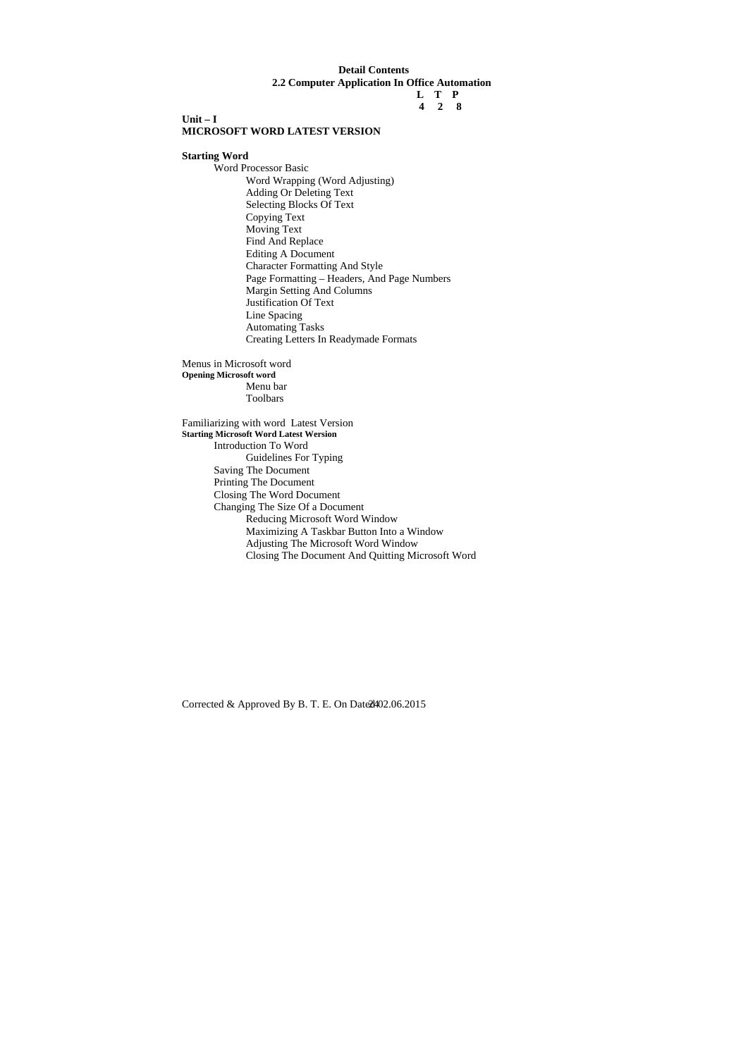**Detail Contents**

**2.2 Computer Application In Office Automation**

| L | T | P |
|---|---|---|
| 4 | 2 | 8 |

**Unit – I**

**MICROSOFT WORD LATEST VERSION**

**Starting Word**

- Word Processor Basic
  - Word Wrapping (Word Adjusting)
  - Adding Or Deleting Text
  - Selecting Blocks Of Text
  - Copying Text
  - Moving Text
  - Find And Replace
  - Editing A Document
  - Character Formatting And Style
  - Page Formatting – Headers, And Page Numbers
  - Margin Setting And Columns
  - Justification Of Text
  - Line Spacing
  - Automating Tasks
  - Creating Letters In Readymade Formats

Menus in Microsoft word

**Opening Microsoft word**

- Menu bar
- Toolbars

Familiarizing with word Latest Version

**Starting Microsoft Word Latest Wersion**

- Introduction To Word
  - Guidelines For Typing
- Saving The Document
- Printing The Document
- Closing The Word Document
- Changing The Size Of a Document
  - Reducing Microsoft Word Window
  - Maximizing A Taskbar Button Into a Window
  - Adjusting The Microsoft Word Window
  - Closing The Document And Quitting Microsoft Word

Corrected & Approved By B. T. E. On Dated 02.06.2015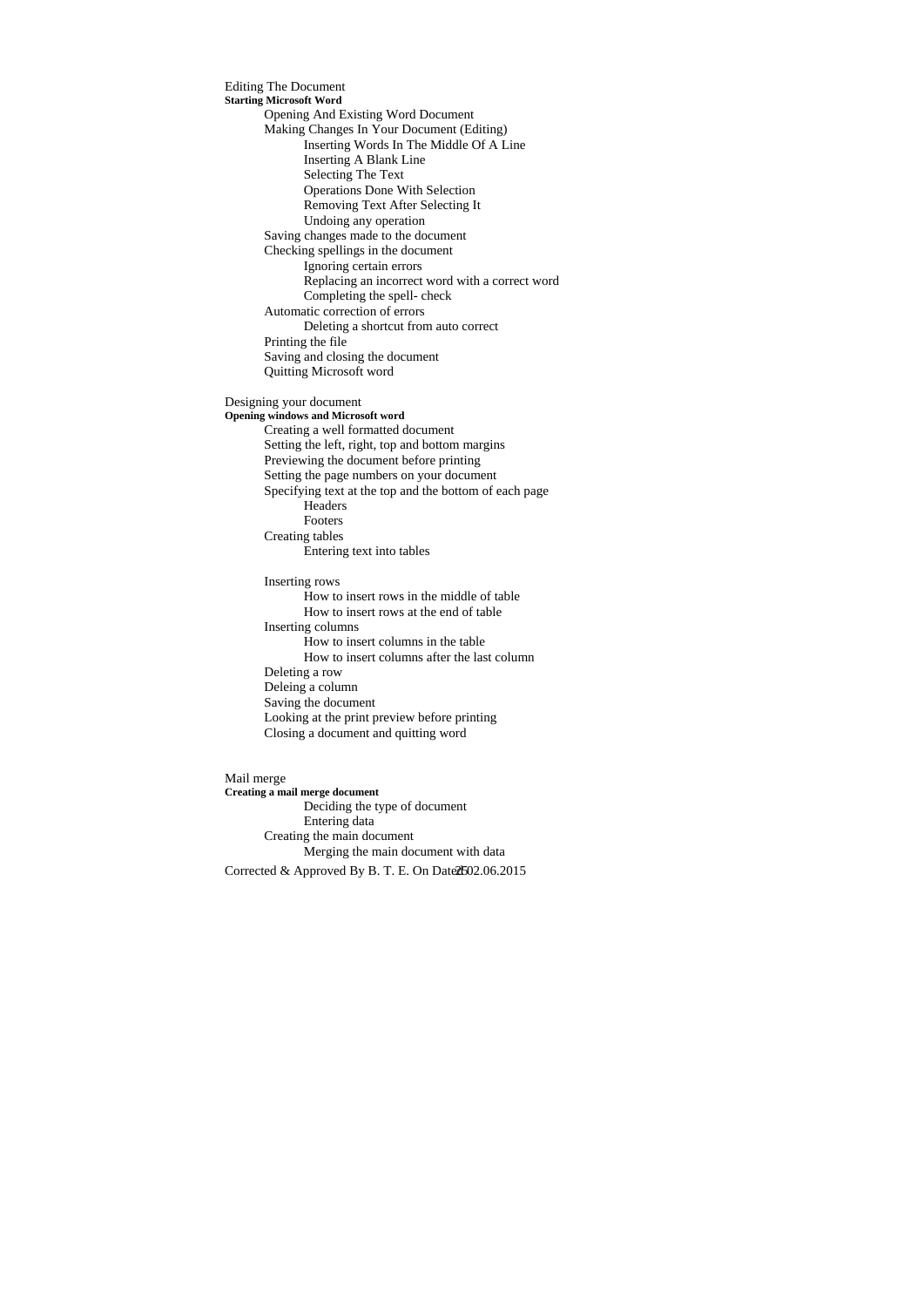Editing The Document

**Starting Microsoft Word**

- Opening And Existing Word Document
- Making Changes In Your Document (Editing)
  - Inserting Words In The Middle Of A Line
  - Inserting A Blank Line
  - Selecting The Text
  - Operations Done With Selection
  - Removing Text After Selecting It
  - Undoing any operation
- Saving changes made to the document
- Checking spellings in the document
  - Ignoring certain errors
  - Replacing an incorrect word with a correct word
  - Completing the spell- check
- Automatic correction of errors
  - Deleting a shortcut from auto correct
- Printing the file
- Saving and closing the document
- Quitting Microsoft word

Designing your document

**Opening windows and Microsoft word**

- Creating a well formatted document
- Setting the left, right, top and bottom margins
- Previewing the document before printing
- Setting the page numbers on your document
- Specifying text at the top and the bottom of each page
  - Headers
  - Footers
- Creating tables
  - Entering text into tables
- Inserting rows
  - How to insert rows in the middle of table
  - How to insert rows at the end of table
- Inserting columns
  - How to insert columns in the table
  - How to insert columns after the last column
- Deleting a row
- Deleing a column
- Saving the document
- Looking at the print preview before printing
- Closing a document and quitting word

Mail merge

**Creating a mail merge document**

  - Deciding the type of document
  - Entering data
- Creating the main document
  - Merging the main document with data

Corrected & Approved By B. T. E. On Date 02.06.2015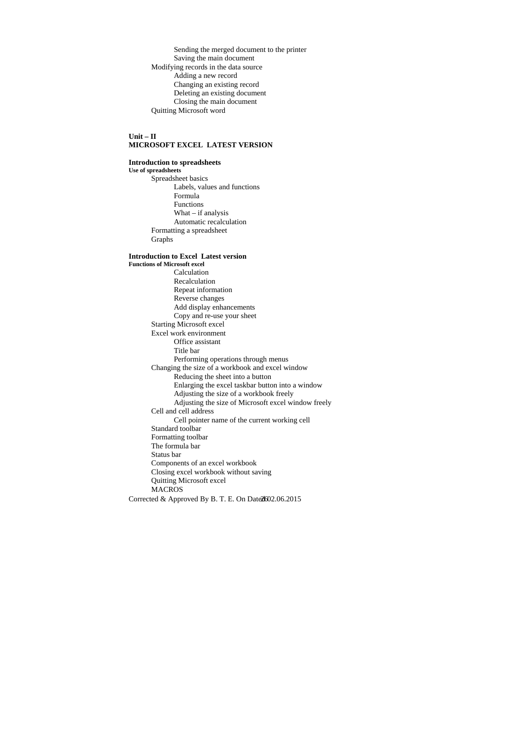- Sending the merged document to the printer
- Saving the main document

Modifying records in the data source

- Adding a new record
- Changing an existing record
- Deleting an existing document
- Closing the main document

Quitting Microsoft word

**Unit – II**
**MICROSOFT EXCEL LATEST VERSION**

**Introduction to spreadsheets**

**Use of spreadsheets**

Spreadsheet basics

- Labels, values and functions
- Formula
- Functions
- What – if analysis
- Automatic recalculation

Formatting a spreadsheet

Graphs

**Introduction to Excel Latest version**

**Functions of Microsoft excel**

- Calculation
- Recalculation
- Repeat information
- Reverse changes
- Add display enhancements
- Copy and re-use your sheet

Starting Microsoft excel

Excel work environment

- Office assistant
- Title bar
- Performing operations through menus

Changing the size of a workbook and excel window

- Reducing the sheet into a button
- Enlarging the excel taskbar button into a window
- Adjusting the size of a workbook freely
- Adjusting the size of Microsoft excel window freely

Cell and cell address

- Cell pointer name of the current working cell

Standard toolbar

Formatting toolbar

The formula bar

Status bar

Components of an excel workbook

Closing excel workbook without saving

Quitting Microsoft excel

MACROS

Corrected & Approved By B. T. E. On Date 02.06.2015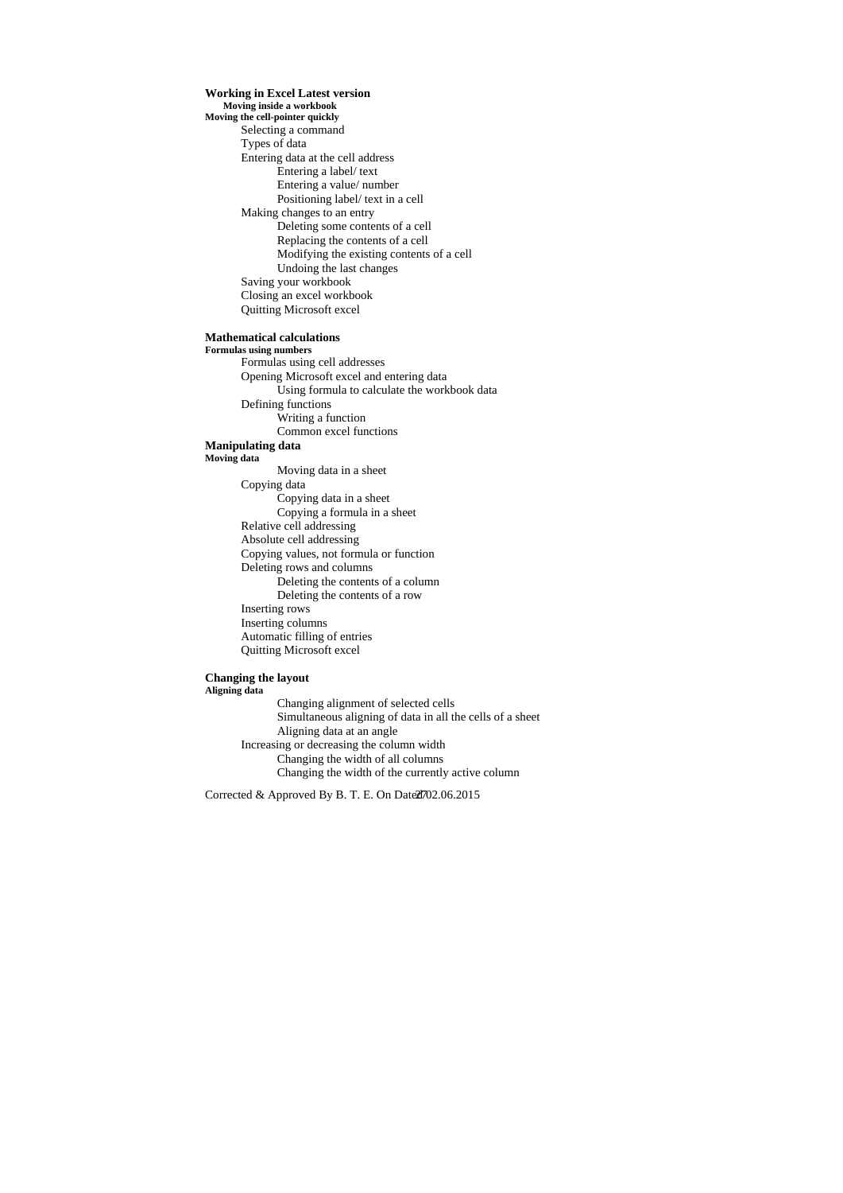**Working in Excel Latest version**

**Moving inside a workbook**

**Moving the cell-pointer quickly**

- Selecting a command
- Types of data
- Entering data at the cell address
  - Entering a label/ text
  - Entering a value/ number
  - Positioning label/ text in a cell
- Making changes to an entry
  - Deleting some contents of a cell
  - Replacing the contents of a cell
  - Modifying the existing contents of a cell
  - Undoing the last changes
- Saving your workbook
- Closing an excel workbook
- Quitting Microsoft excel

**Mathematical calculations**

**Formulas using numbers**

- Formulas using cell addresses
- Opening Microsoft excel and entering data
  - Using formula to calculate the workbook data
- Defining functions
  - Writing a function
  - Common excel functions

**Manipulating data**

**Moving data**

  - Moving data in a sheet
- Copying data
  - Copying data in a sheet
  - Copying a formula in a sheet
- Relative cell addressing
- Absolute cell addressing
- Copying values, not formula or function
- Deleting rows and columns
  - Deleting the contents of a column
  - Deleting the contents of a row
- Inserting rows
- Inserting columns
- Automatic filling of entries
- Quitting Microsoft excel

**Changing the layout**

**Aligning data**

  - Changing alignment of selected cells
  - Simultaneous aligning of data in all the cells of a sheet
  - Aligning data at an angle
- Increasing or decreasing the column width
  - Changing the width of all columns
  - Changing the width of the currently active column

Corrected & Approved By B. T. E. On Dated 02.06.2015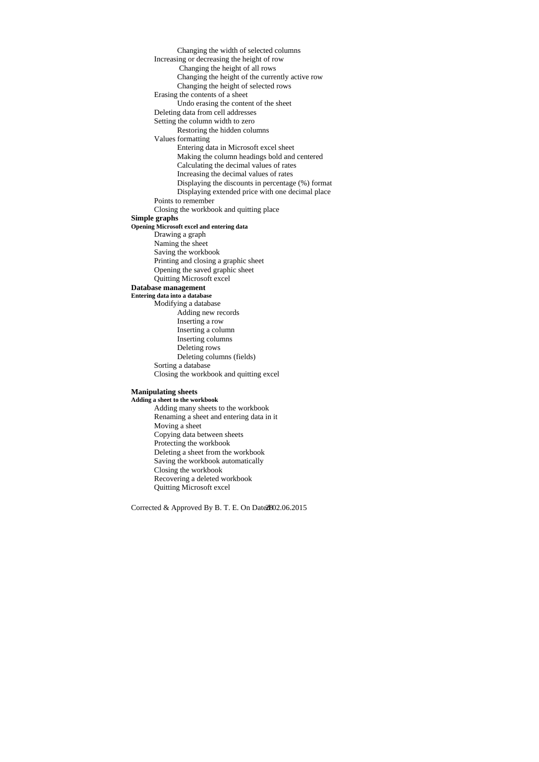Changing the width of selected columns

Increasing or decreasing the height of row

Changing the height of all rows

Changing the height of the currently active row

Changing the height of selected rows

Erasing the contents of a sheet

Undo erasing the content of the sheet

Deleting data from cell addresses

Setting the column width to zero

Restoring the hidden columns

Values formatting

Entering data in Microsoft excel sheet

Making the column headings bold and centered

Calculating the decimal values of rates

Increasing the decimal values of rates

Displaying the discounts in percentage (%) format

Displaying extended price with one decimal place

Points to remember

Closing the workbook and quitting place

**Simple graphs**

**Opening Microsoft excel and entering data**

Drawing a graph

Naming the sheet

Saving the workbook

Printing and closing a graphic sheet

Opening the saved graphic sheet

Quitting Microsoft excel

**Database management**

**Entering data into a database**

Modifying a database

Adding new records

Inserting a row

Inserting a column

Inserting columns

Deleting rows

Deleting columns (fields)

Sorting a database

Closing the workbook and quitting excel

**Manipulating sheets**

**Adding a sheet to the workbook**

Adding many sheets to the workbook

Renaming a sheet and entering data in it

Moving a sheet

Copying data between sheets

Protecting the workbook

Deleting a sheet from the workbook

Saving the workbook automatically

Closing the workbook

Recovering a deleted workbook

Quitting Microsoft excel

Corrected & Approved By B. T. E. On Date 02.06.2015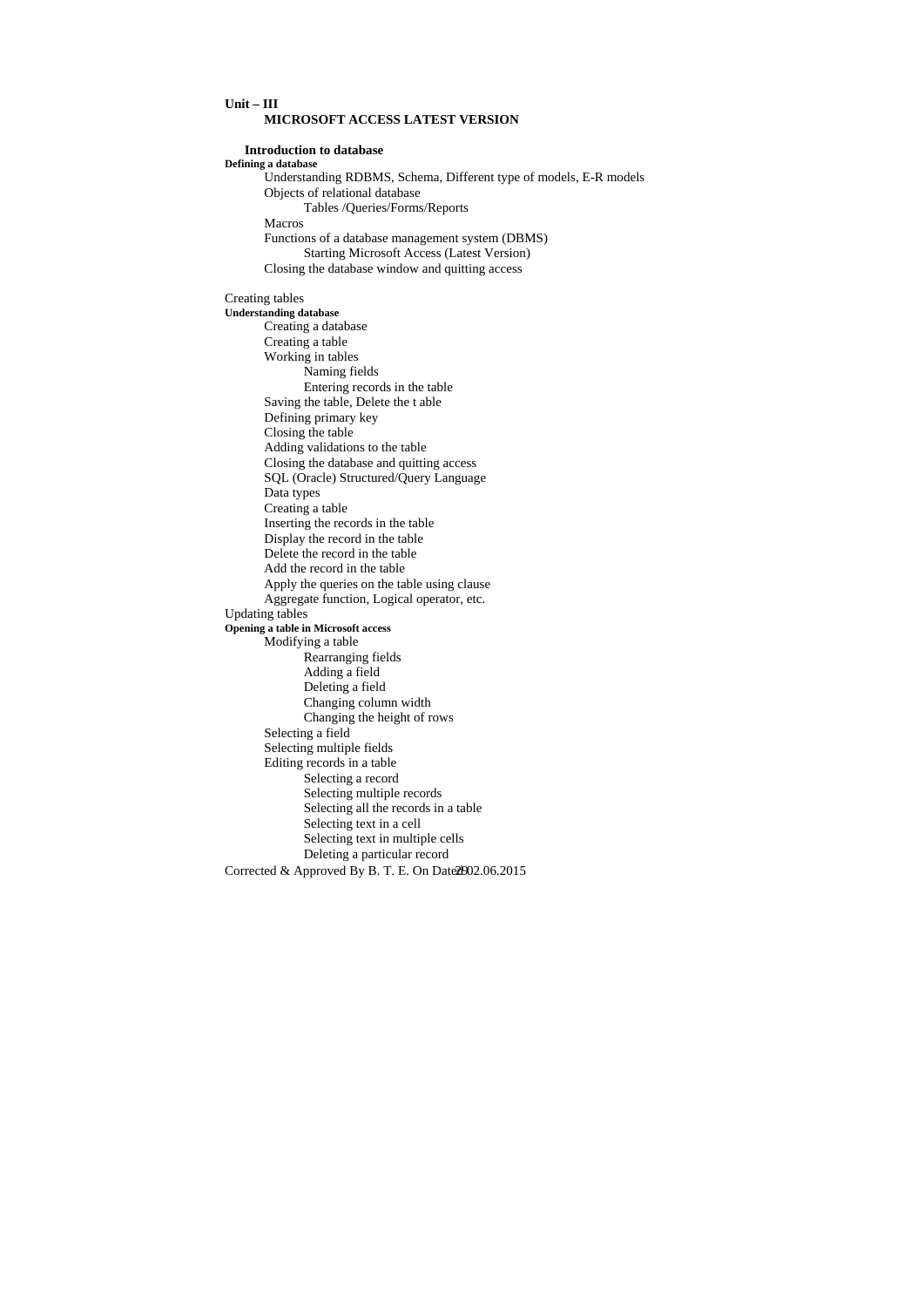**Unit – III**

**MICROSOFT ACCESS LATEST VERSION**

**Introduction to database**

**Defining a database**

- Understanding RDBMS, Schema, Different type of models, E-R models
- Objects of relational database
  - Tables /Queries/Forms/Reports
- Macros
- Functions of a database management system (DBMS)
  - Starting Microsoft Access (Latest Version)
- Closing the database window and quitting access

Creating tables

**Understanding database**

- Creating a database
- Creating a table
- Working in tables
  - Naming fields
  - Entering records in the table
- Saving the table, Delete the t able
- Defining primary key
- Closing the table
- Adding validations to the table
- Closing the database and quitting access
- SQL (Oracle) Structured/Query Language
- Data types
- Creating a table
- Inserting the records in the table
- Display the record in the table
- Delete the record in the table
- Add the record in the table
- Apply the queries on the table using clause
- Aggregate function, Logical operator, etc.

Updating tables

**Opening a table in Microsoft access**

- Modifying a table
  - Rearranging fields
  - Adding a field
  - Deleting a field
  - Changing column width
  - Changing the height of rows
- Selecting a field
- Selecting multiple fields
- Editing records in a table
  - Selecting a record
  - Selecting multiple records
  - Selecting all the records in a table
  - Selecting text in a cell
  - Selecting text in multiple cells
  - Deleting a particular record

Corrected & Approved By B. T. E. On Date 02.06.2015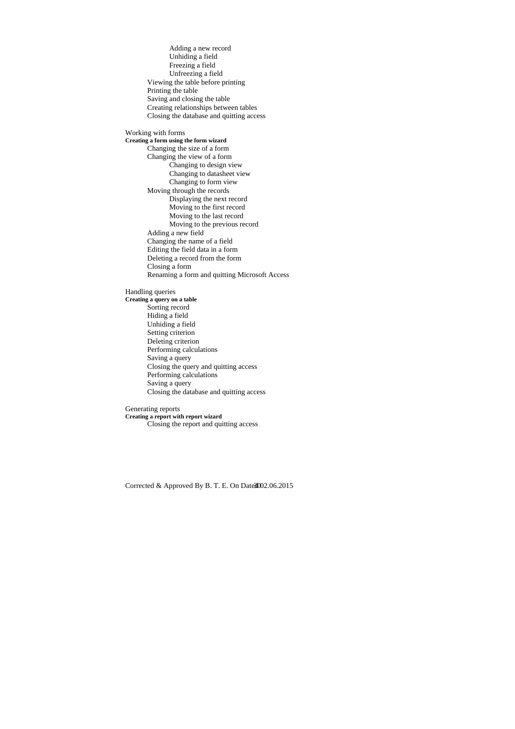- Adding a new record
- Unhiding a field
- Freezing a field
- Unfreezing a field

Viewing the table before printing
Printing the table
Saving and closing the table
Creating relationships between tables
Closing the database and quitting access

Working with forms

**Creating a form using the form wizard**

- Changing the size of a form
- Changing the view of a form
  - Changing to design view
  - Changing to datasheet view
  - Changing to form view
- Moving through the records
  - Displaying the next record
  - Moving to the first record
  - Moving to the last record
  - Moving to the previous record
- Adding a new field
- Changing the name of a field
- Editing the field data in a form
- Deleting a record from the form
- Closing a form
- Renaming a form and quitting Microsoft Access

Handling queries

**Creating a query on a table**

- Sorting record
- Hiding a field
- Unhiding a field
- Setting criterion
- Deleting criterion
- Performing calculations
- Saving a query
- Closing the query and quitting access
- Performing calculations
- Saving a query
- Closing the database and quitting access

Generating reports

**Creating a report with report wizard**

- Closing the report and quitting access

Corrected & Approved By B. T. E. On Dated 02.06.2015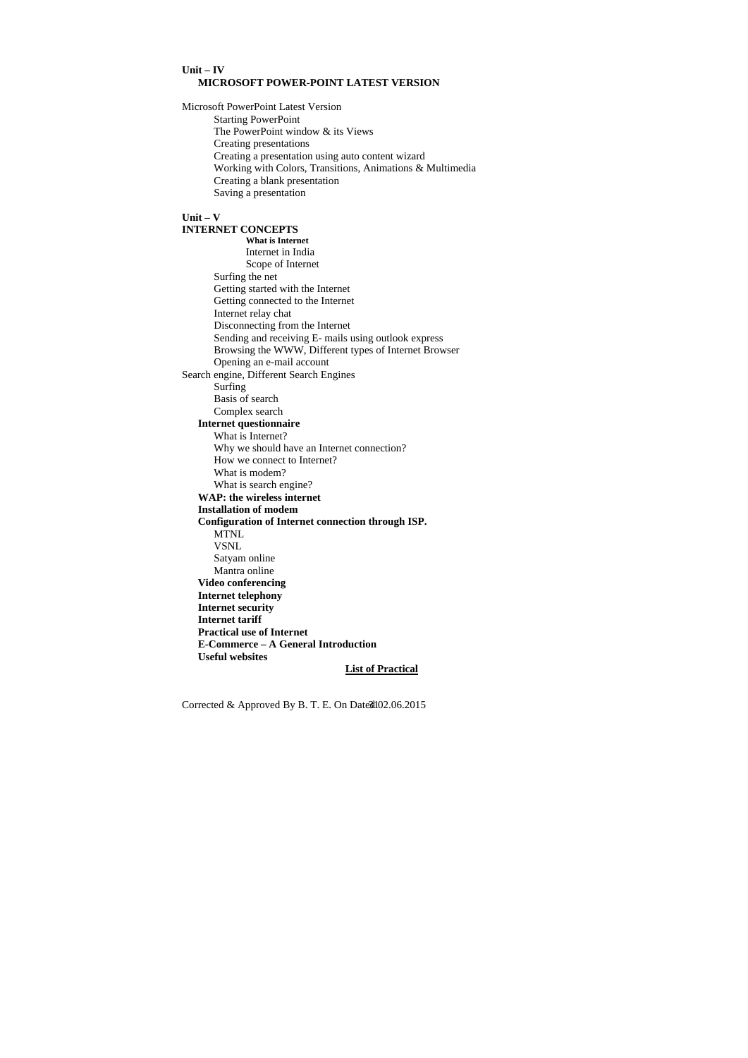**Unit – IV**

**MICROSOFT POWER-POINT LATEST VERSION**

Microsoft PowerPoint Latest Version

- Starting PowerPoint
- The PowerPoint window & its Views
- Creating presentations
- Creating a presentation using auto content wizard
- Working with Colors, Transitions, Animations & Multimedia
- Creating a blank presentation
- Saving a presentation

**Unit – V**

**INTERNET CONCEPTS**

- **What is Internet**
- Internet in India
- Scope of Internet
- Surfing the net
- Getting started with the Internet
- Getting connected to the Internet
- Internet relay chat
- Disconnecting from the Internet
- Sending and receiving E- mails using outlook express
- Browsing the WWW, Different types of Internet Browser
- Opening an e-mail account

Search engine, Different Search Engines

- Surfing
- Basis of search
- Complex search

**Internet questionnaire**

- What is Internet?
- Why we should have an Internet connection?
- How we connect to Internet?
- What is modem?
- What is search engine?

**WAP: the wireless internet**

**Installation of modem**

**Configuration of Internet connection through ISP.**

- MTNL
- VSNL
- Satyam online
- Mantra online

**Video conferencing**

**Internet telephony**

**Internet security**

**Internet tariff**

**Practical use of Internet**

**E-Commerce – A General Introduction**

**Useful websites**

**List of Practical**

Corrected & Approved By B. T. E. On Dated 02.06.2015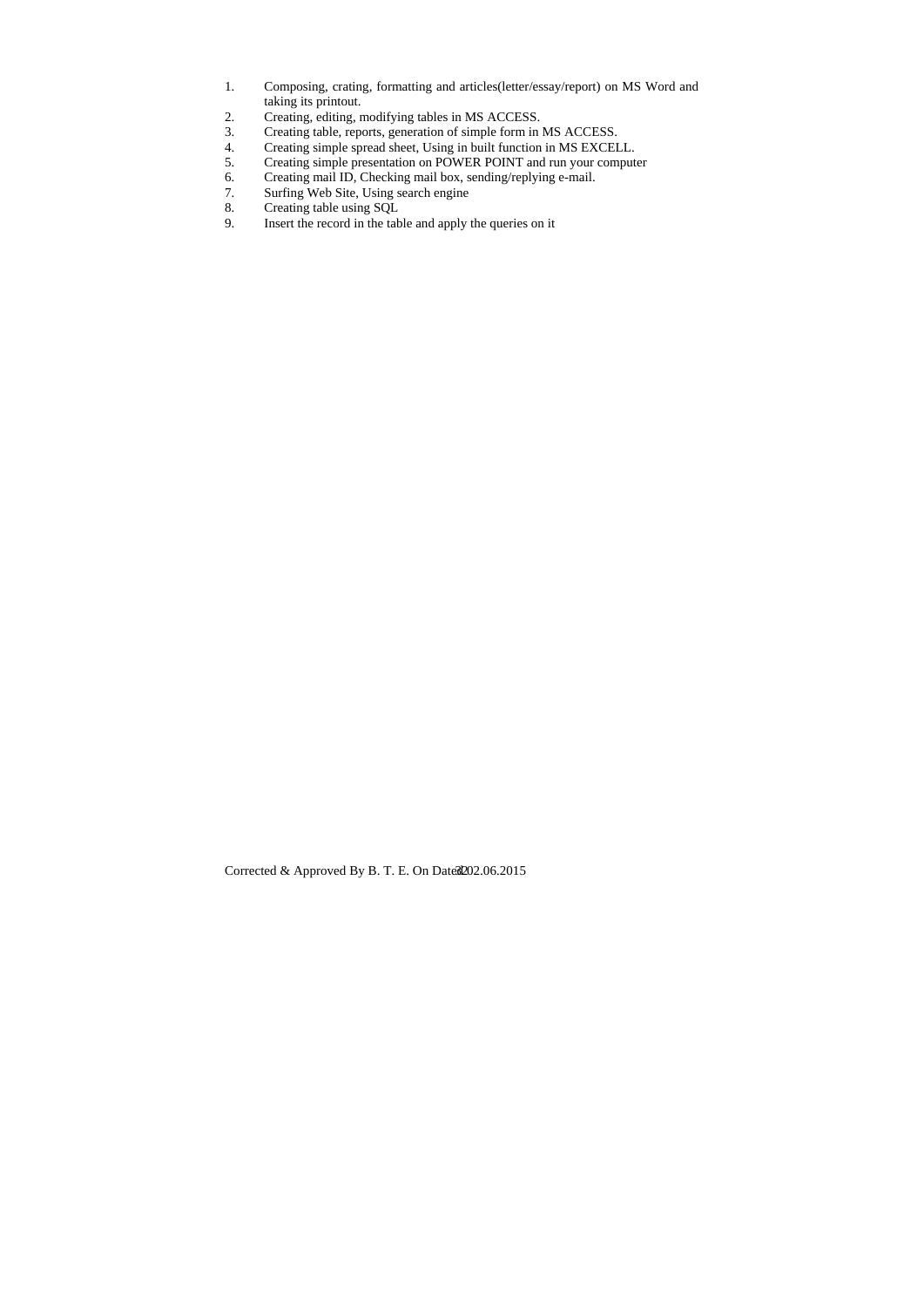1. Composing, crating, formatting and articles(letter/essay/report) on MS Word and taking its printout.
2. Creating, editing, modifying tables in MS ACCESS.
3. Creating table, reports, generation of simple form in MS ACCESS.
4. Creating simple spread sheet, Using in built function in MS EXCELL.
5. Creating simple presentation on POWER POINT and run your computer
6. Creating mail ID, Checking mail box, sending/replying e-mail.
7. Surfing Web Site, Using search engine
8. Creating table using SQL
9. Insert the record in the table and apply the queries on it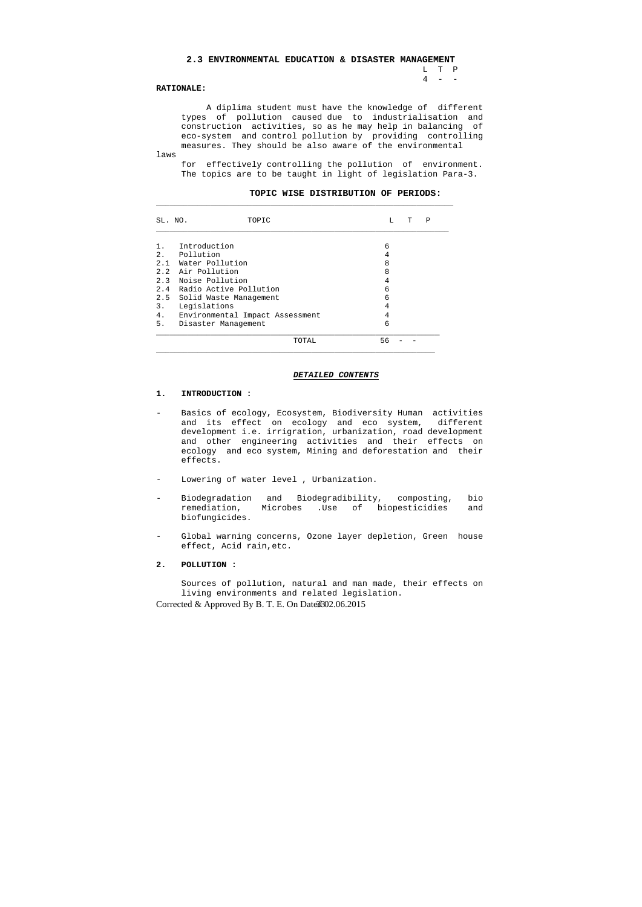## 2.3 ENVIRONMENTAL EDUCATION & DISASTER MANAGEMENT

| L | T | P |
|---|---|---|
| 4 | - | - |

**RATIONALE:**

A diplima student must have the knowledge of different types of pollution caused due to industrialisation and construction activities, so as he may help in balancing of eco-system and control pollution by providing controlling measures. They should be also aware of the environmental laws for effectively controlling the pollution of environment. The topics are to be taught in light of legislation Para-3.

**TOPIC WISE DISTRIBUTION OF PERIODS:**

| SL. NO. | TOPIC | L | T | P |
|---|---|---|---|---|
| 1. | Introduction | 6 | | |
| 2. | Pollution | 4 | | |
| 2.1 | Water Pollution | 8 | | |
| 2.2 | Air Pollution | 8 | | |
| 2.3 | Noise Pollution | 4 | | |
| 2.4 | Radio Active Pollution | 6 | | |
| 2.5 | Solid Waste Management | 6 | | |
| 3. | Legislations | 4 | | |
| 4. | Environmental Impact Assessment | 4 | | |
| 5. | Disaster Management | 6 | | |
| | TOTAL | 56 | - | - |

***DETAILED CONTENTS***

**1. INTRODUCTION :**

- Basics of ecology, Ecosystem, Biodiversity Human activities and its effect on ecology and eco system, different development i.e. irrigration, urbanization, road development and other engineering activities and their effects on ecology and eco system, Mining and deforestation and their effects.
- Lowering of water level , Urbanization.
- Biodegradation and Biodegradibility, composting, bio remediation, Microbes .Use of biopesticidies and biofungicides.
- Global warning concerns, Ozone layer depletion, Green house effect, Acid rain,etc.

**2. POLLUTION :**

Sources of pollution, natural and man made, their effects on living environments and related legislation.

Corrected & Approved By B. T. E. On Dated 02.06.2015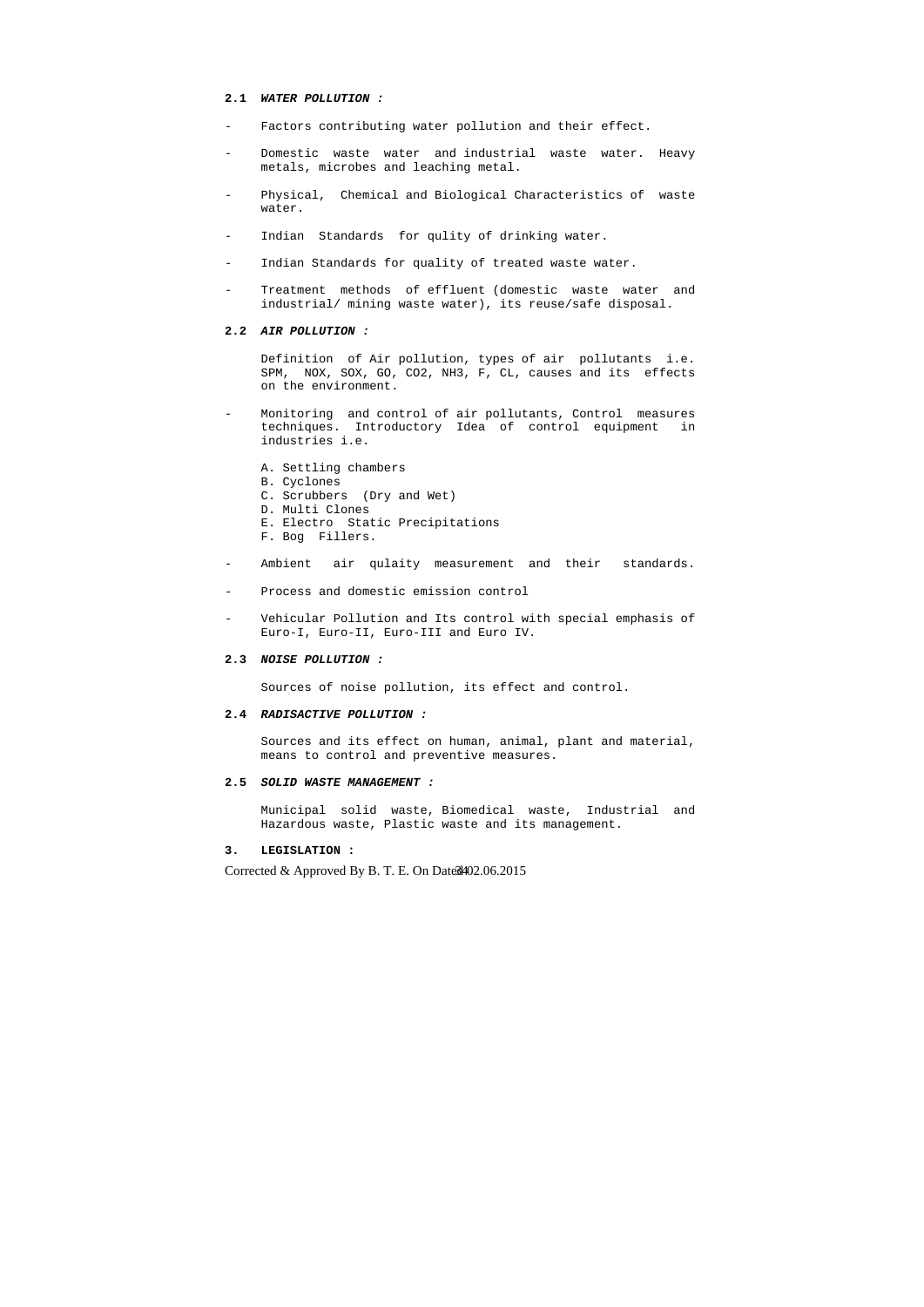**2.1** ***WATER POLLUTION :***

- Factors contributing water pollution and their effect.
- Domestic waste water and industrial waste water. Heavy metals, microbes and leaching metal.
- Physical, Chemical and Biological Characteristics of waste water.
- Indian Standards for qulity of drinking water.
- Indian Standards for quality of treated waste water.
- Treatment methods of effluent (domestic waste water and industrial/ mining waste water), its reuse/safe disposal.

**2.2** ***AIR POLLUTION :***

Definition of Air pollution, types of air pollutants i.e. SPM, NOX, SOX, GO, CO2, NH3, F, CL, causes and its effects on the environment.

- Monitoring and control of air pollutants, Control measures techniques. Introductory Idea of control equipment in industries i.e.

  A. Settling chambers
  B. Cyclones
  C. Scrubbers (Dry and Wet)
  D. Multi Clones
  E. Electro Static Precipitations
  F. Bog Fillers.

- Ambient air qulaity measurement and their standards.
- Process and domestic emission control
- Vehicular Pollution and Its control with special emphasis of Euro-I, Euro-II, Euro-III and Euro IV.

**2.3** ***NOISE POLLUTION :***

Sources of noise pollution, its effect and control.

**2.4** ***RADISACTIVE POLLUTION :***

Sources and its effect on human, animal, plant and material, means to control and preventive measures.

**2.5** ***SOLID WASTE MANAGEMENT :***

Municipal solid waste, Biomedical waste, Industrial and Hazardous waste, Plastic waste and its management.

**3. LEGISLATION :**

Corrected & Approved By B. T. E. On Dated 02.06.2015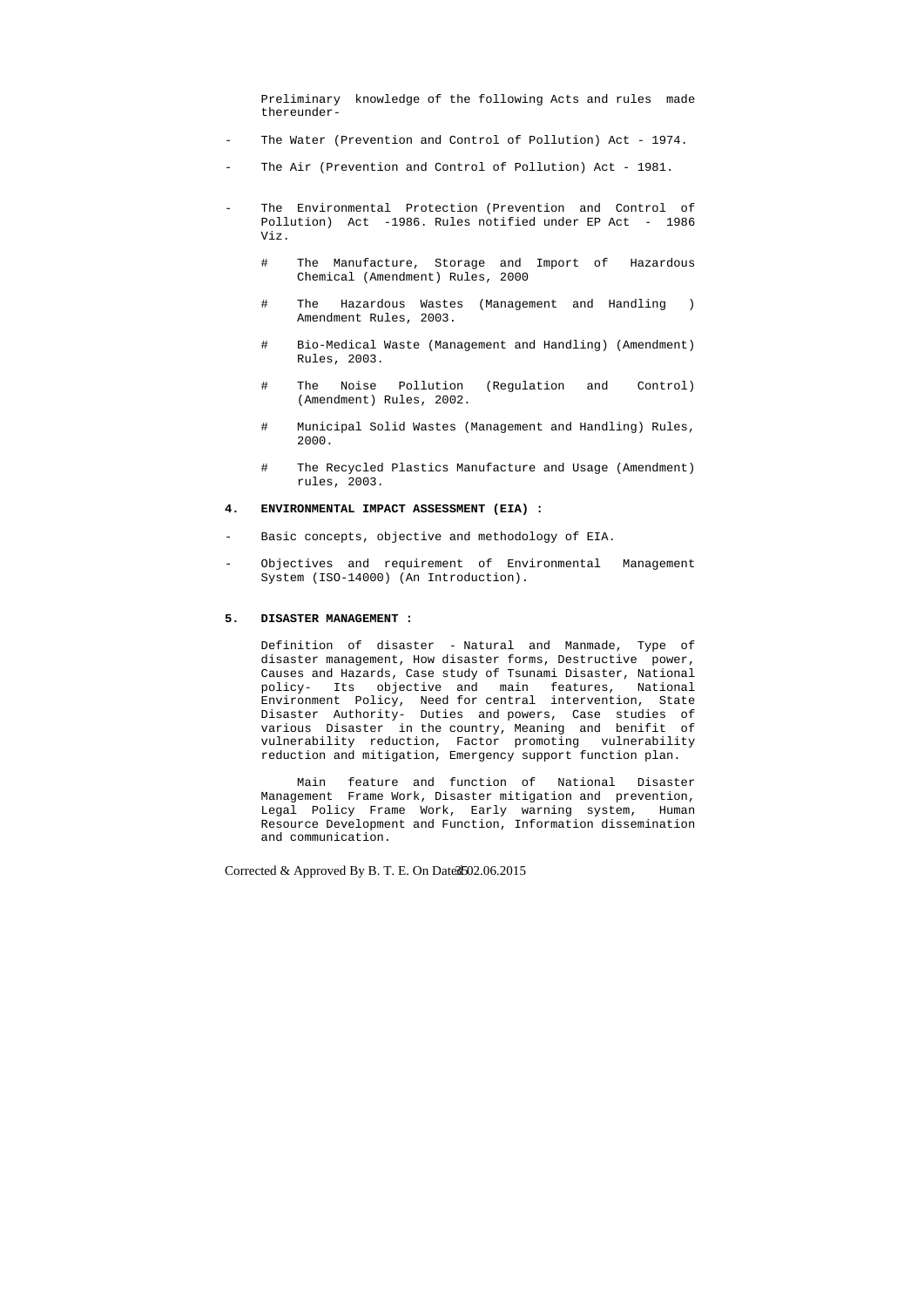Preliminary knowledge of the following Acts and rules made thereunder-

- The Water (Prevention and Control of Pollution) Act - 1974.
- The Air (Prevention and Control of Pollution) Act - 1981.
- The Environmental Protection (Prevention and Control of Pollution) Act -1986. Rules notified under EP Act - 1986 Viz.
  - # The Manufacture, Storage and Import of Hazardous Chemical (Amendment) Rules, 2000
  - # The Hazardous Wastes (Management and Handling ) Amendment Rules, 2003.
  - # Bio-Medical Waste (Management and Handling) (Amendment) Rules, 2003.
  - # The Noise Pollution (Regulation and Control) (Amendment) Rules, 2002.
  - # Municipal Solid Wastes (Management and Handling) Rules, 2000.
  - # The Recycled Plastics Manufacture and Usage (Amendment) rules, 2003.

**4. ENVIRONMENTAL IMPACT ASSESSMENT (EIA) :**

- Basic concepts, objective and methodology of EIA.
- Objectives and requirement of Environmental Management System (ISO-14000) (An Introduction).

**5. DISASTER MANAGEMENT :**

Definition of disaster - Natural and Manmade, Type of disaster management, How disaster forms, Destructive power, Causes and Hazards, Case study of Tsunami Disaster, National policy- Its objective and main features, National Environment Policy, Need for central intervention, State Disaster Authority- Duties and powers, Case studies of various Disaster in the country, Meaning and benifit of vulnerability reduction, Factor promoting vulnerability reduction and mitigation, Emergency support function plan.

Main feature and function of National Disaster Management Frame Work, Disaster mitigation and prevention, Legal Policy Frame Work, Early warning system, Human Resource Development and Function, Information dissemination and communication.

Corrected & Approved By B. T. E. On Dated 02.06.2015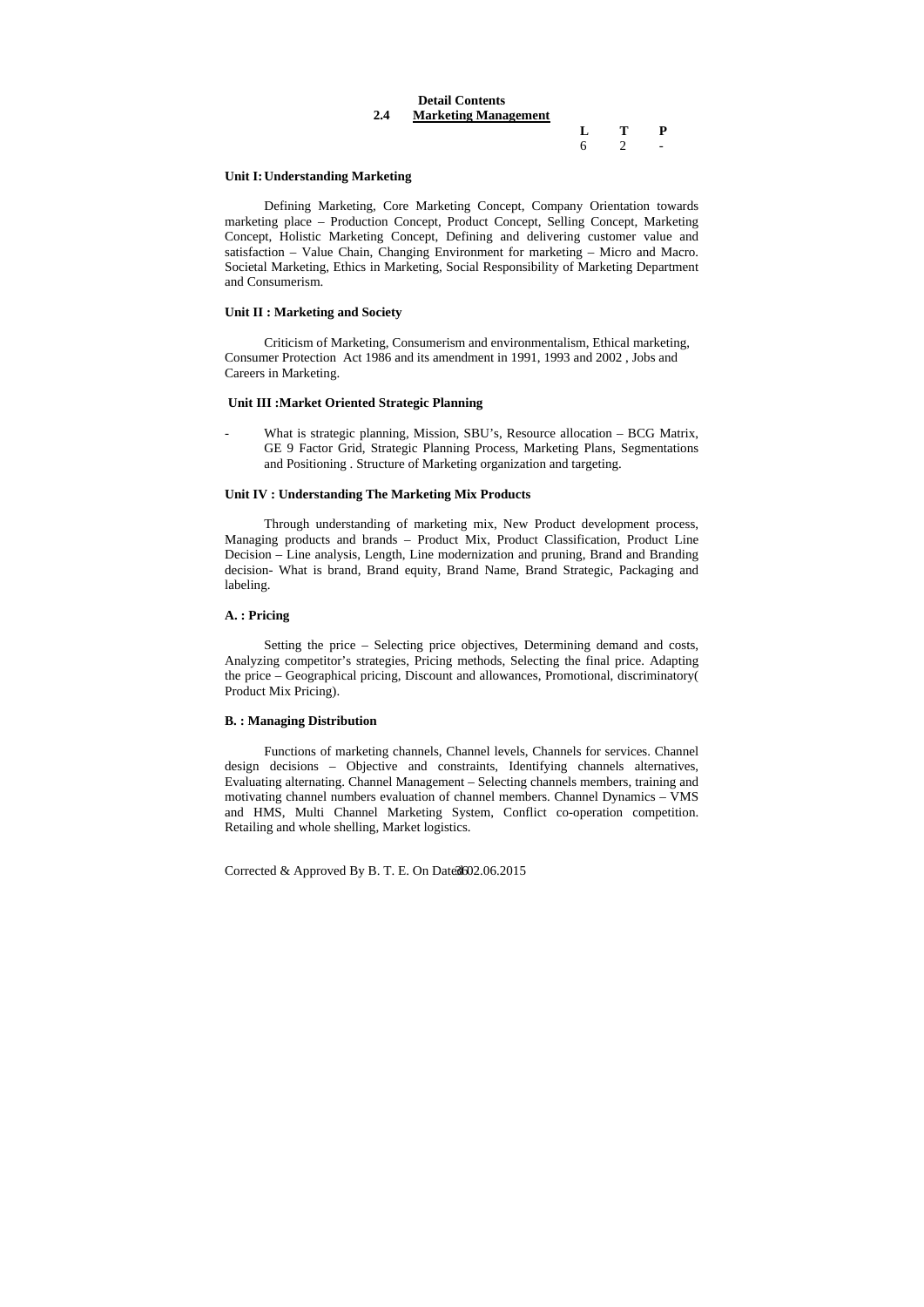**Detail Contents**

## 2.4 Marketing Management

| L | T | P |
|---|---|---|
| 6 | 2 | - |

### Unit I: Understanding Marketing

Defining Marketing, Core Marketing Concept, Company Orientation towards marketing place – Production Concept, Product Concept, Selling Concept, Marketing Concept, Holistic Marketing Concept, Defining and delivering customer value and satisfaction – Value Chain, Changing Environment for marketing – Micro and Macro. Societal Marketing, Ethics in Marketing, Social Responsibility of Marketing Department and Consumerism.

### Unit II : Marketing and Society

Criticism of Marketing, Consumerism and environmentalism, Ethical marketing, Consumer Protection Act 1986 and its amendment in 1991, 1993 and 2002 , Jobs and Careers in Marketing.

### Unit III :Market Oriented Strategic Planning

- What is strategic planning, Mission, SBU's, Resource allocation – BCG Matrix, GE 9 Factor Grid, Strategic Planning Process, Marketing Plans, Segmentations and Positioning . Structure of Marketing organization and targeting.

### Unit IV : Understanding The Marketing Mix Products

Through understanding of marketing mix, New Product development process, Managing products and brands – Product Mix, Product Classification, Product Line Decision – Line analysis, Length, Line modernization and pruning, Brand and Branding decision- What is brand, Brand equity, Brand Name, Brand Strategic, Packaging and labeling.

### A. : Pricing

Setting the price – Selecting price objectives, Determining demand and costs, Analyzing competitor's strategies, Pricing methods, Selecting the final price. Adapting the price – Geographical pricing, Discount and allowances, Promotional, discriminatory( Product Mix Pricing).

### B. : Managing Distribution

Functions of marketing channels, Channel levels, Channels for services. Channel design decisions – Objective and constraints, Identifying channels alternatives, Evaluating alternating. Channel Management – Selecting channels members, training and motivating channel numbers evaluation of channel members. Channel Dynamics – VMS and HMS, Multi Channel Marketing System, Conflict co-operation competition. Retailing and whole shelling, Market logistics.

Corrected & Approved By B. T. E. On Dated 02.06.2015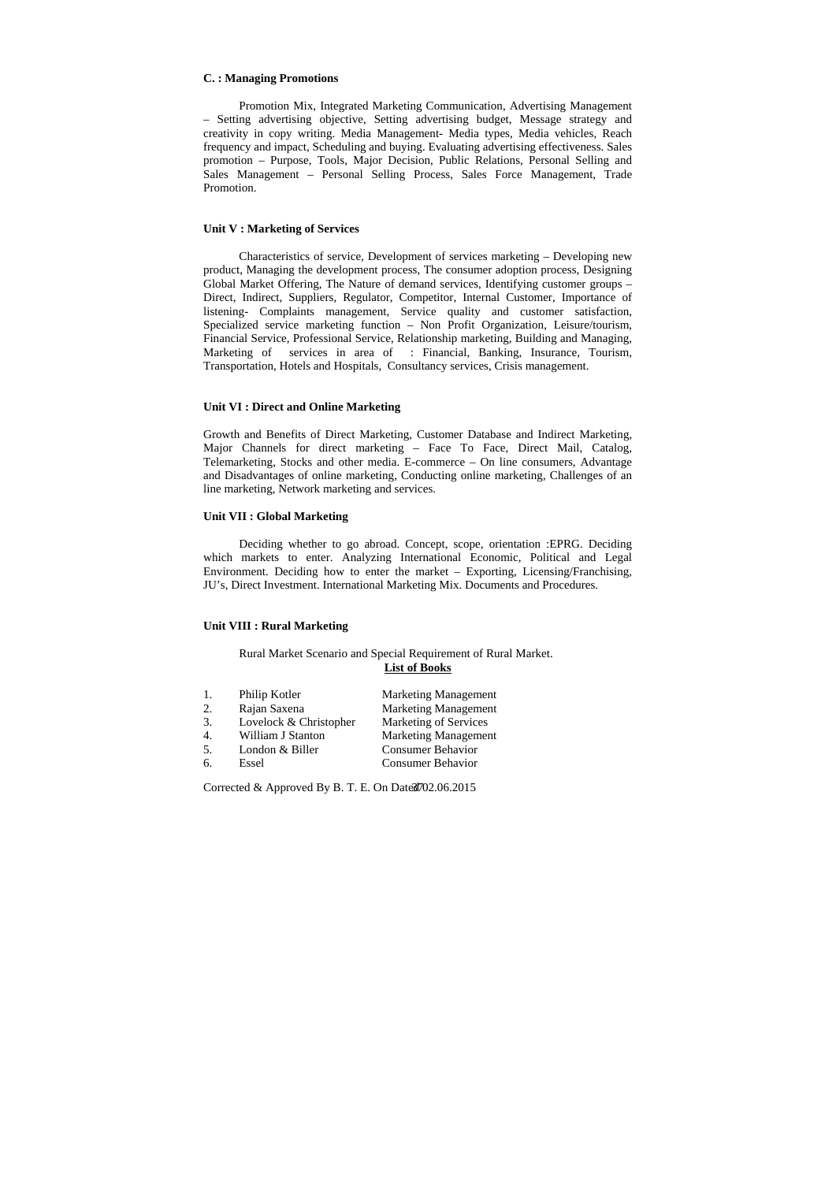**C. : Managing Promotions**

Promotion Mix, Integrated Marketing Communication, Advertising Management – Setting advertising objective, Setting advertising budget, Message strategy and creativity in copy writing. Media Management- Media types, Media vehicles, Reach frequency and impact, Scheduling and buying. Evaluating advertising effectiveness. Sales promotion – Purpose, Tools, Major Decision, Public Relations, Personal Selling and Sales Management – Personal Selling Process, Sales Force Management, Trade Promotion.

**Unit V : Marketing of Services**

Characteristics of service, Development of services marketing – Developing new product, Managing the development process, The consumer adoption process, Designing Global Market Offering, The Nature of demand services, Identifying customer groups – Direct, Indirect, Suppliers, Regulator, Competitor, Internal Customer, Importance of listening- Complaints management, Service quality and customer satisfaction, Specialized service marketing function – Non Profit Organization, Leisure/tourism, Financial Service, Professional Service, Relationship marketing, Building and Managing, Marketing of services in area of : Financial, Banking, Insurance, Tourism, Transportation, Hotels and Hospitals, Consultancy services, Crisis management.

**Unit VI : Direct and Online Marketing**

Growth and Benefits of Direct Marketing, Customer Database and Indirect Marketing, Major Channels for direct marketing – Face To Face, Direct Mail, Catalog, Telemarketing, Stocks and other media. E-commerce – On line consumers, Advantage and Disadvantages of online marketing, Conducting online marketing, Challenges of an line marketing, Network marketing and services.

**Unit VII : Global Marketing**

Deciding whether to go abroad. Concept, scope, orientation :EPRG. Deciding which markets to enter. Analyzing International Economic, Political and Legal Environment. Deciding how to enter the market – Exporting, Licensing/Franchising, JU's, Direct Investment. International Marketing Mix. Documents and Procedures.

**Unit VIII : Rural Marketing**

Rural Market Scenario and Special Requirement of Rural Market.

**List of Books**

| | | |
|---|---|---|
| 1. | Philip Kotler | Marketing Management |
| 2. | Rajan Saxena | Marketing Management |
| 3. | Lovelock & Christopher | Marketing of Services |
| 4. | William J Stanton | Marketing Management |
| 5. | London & Biller | Consumer Behavior |
| 6. | Essel | Consumer Behavior |

Corrected & Approved By B. T. E. On Dated 02.06.2015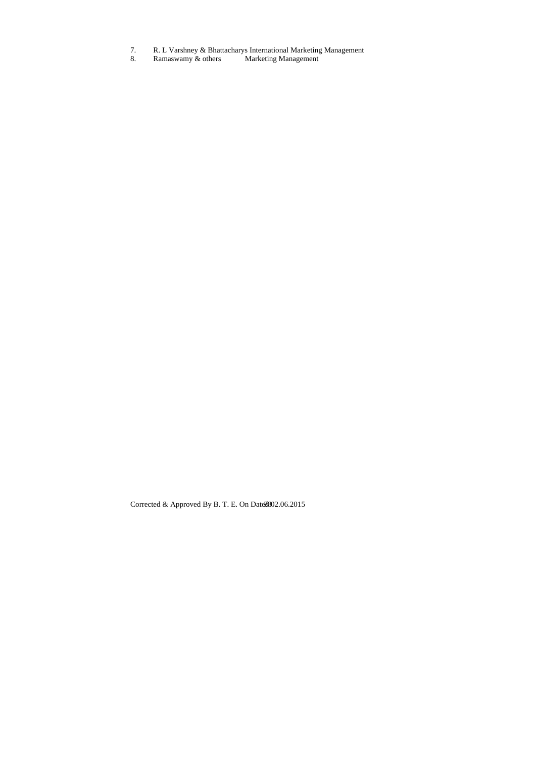7. R. L Varshney & Bhattacharys International Marketing Management
8. Ramaswamy & others Marketing Management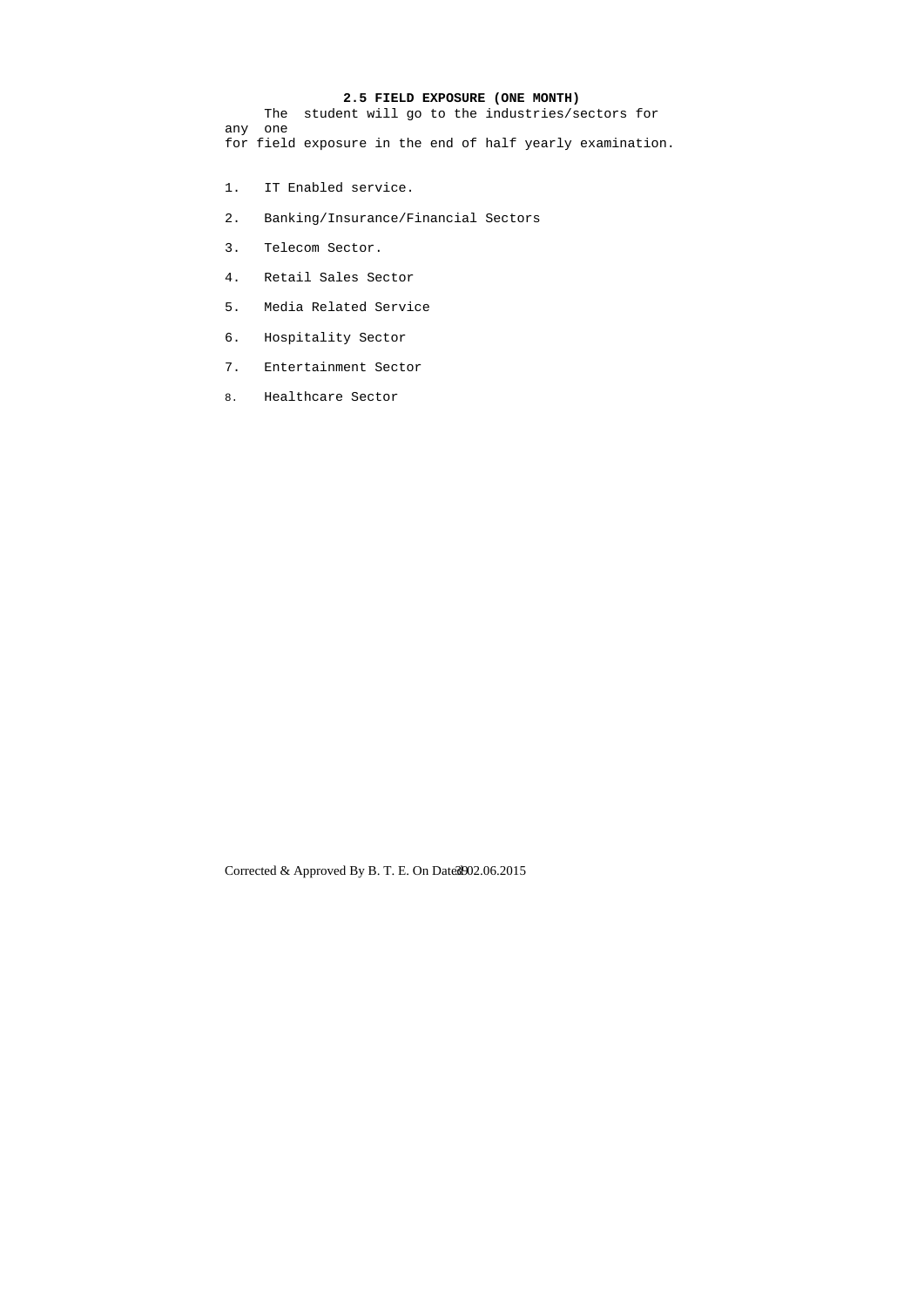## 2.5 FIELD EXPOSURE (ONE MONTH)

The student will go to the industries/sectors for any one for field exposure in the end of half yearly examination.

1. IT Enabled service.
2. Banking/Insurance/Financial Sectors
3. Telecom Sector.
4. Retail Sales Sector
5. Media Related Service
6. Hospitality Sector
7. Entertainment Sector
8. Healthcare Sector

Corrected & Approved By B. T. E. On Dated 02.06.2015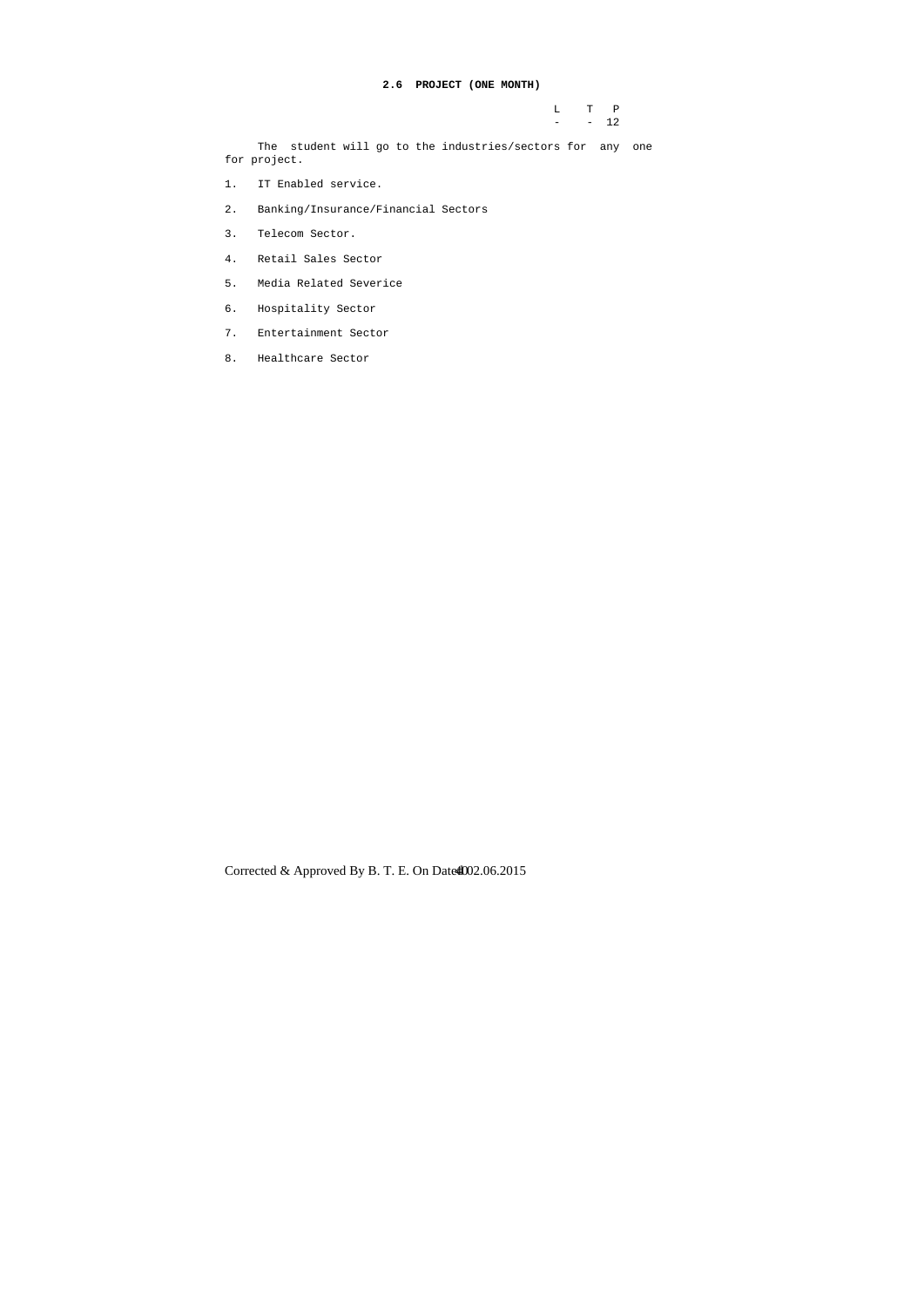## 2.6 PROJECT (ONE MONTH)

| L | T | P |
|---|---|---|
| - | - | 12 |

The student will go to the industries/sectors for any one for project.

1. IT Enabled service.
2. Banking/Insurance/Financial Sectors
3. Telecom Sector.
4. Retail Sales Sector
5. Media Related Severice
6. Hospitality Sector
7. Entertainment Sector
8. Healthcare Sector

Corrected & Approved By B. T. E. On Dated 02.06.2015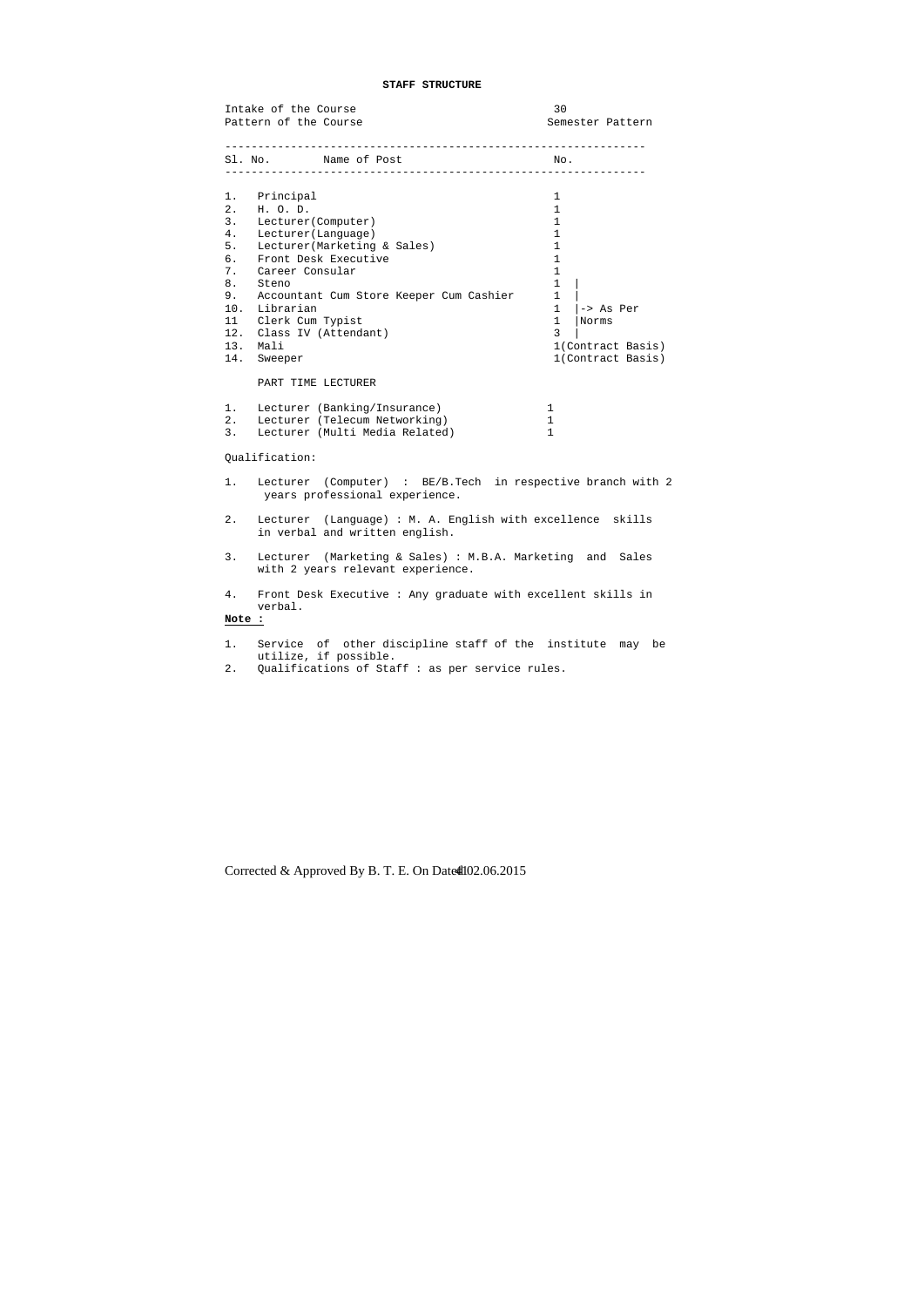## STAFF STRUCTURE

Intake of the Course — 30
Pattern of the Course — Semester Pattern

| Sl. No. | Name of Post | No. |
|---|---|---|
| 1. | Principal | 1 |
| 2. | H. O. D. | 1 |
| 3. | Lecturer(Computer) | 1 |
| 4. | Lecturer(Language) | 1 |
| 5. | Lecturer(Marketing & Sales) | 1 |
| 6. | Front Desk Executive | 1 |
| 7. | Career Consular | 1 |
| 8. | Steno | 1 \| |
| 9. | Accountant Cum Store Keeper Cum Cashier | 1 \| |
| 10. | Librarian | 1 \|-> As Per |
| 11 | Clerk Cum Typist | 1 \|Norms |
| 12. | Class IV (Attendant) | 3 \| |
| 13. | Mali | 1(Contract Basis) |
| 14. | Sweeper | 1(Contract Basis) |

PART TIME LECTURER

| Sl. No. | Name of Post | No. |
|---|---|---|
| 1. | Lecturer (Banking/Insurance) | 1 |
| 2. | Lecturer (Telecum Networking) | 1 |
| 3. | Lecturer (Multi Media Related) | 1 |

Qualification:

1. Lecturer (Computer) : BE/B.Tech in respective branch with 2 years professional experience.
2. Lecturer (Language) : M. A. English with excellence skills in verbal and written english.
3. Lecturer (Marketing & Sales) : M.B.A. Marketing and Sales with 2 years relevant experience.
4. Front Desk Executive : Any graduate with excellent skills in verbal.

**Note :**

1. Service of other discipline staff of the institute may be utilize, if possible.
2. Qualifications of Staff : as per service rules.

Corrected & Approved By B. T. E. On Dated 02.06.2015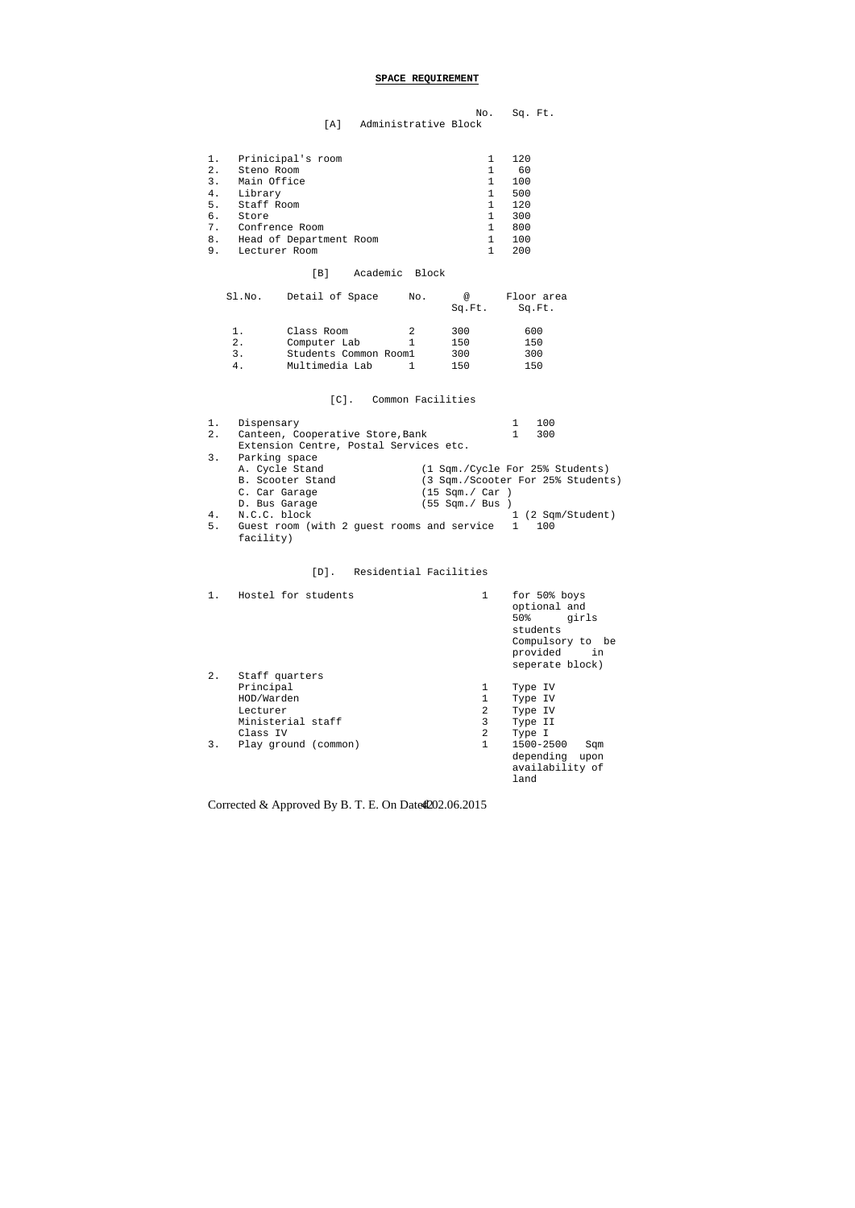**SPACE REQUIREMENT**

**[A] Administrative Block**

| | | No. | Sq. Ft. |
|---|---|---|---|
| 1. | Prinicipal's room | 1 | 120 |
| 2. | Steno Room | 1 | 60 |
| 3. | Main Office | 1 | 100 |
| 4. | Library | 1 | 500 |
| 5. | Staff Room | 1 | 120 |
| 6. | Store | 1 | 300 |
| 7. | Confrence Room | 1 | 800 |
| 8. | Head of Department Room | 1 | 100 |
| 9. | Lecturer Room | 1 | 200 |

**[B] Academic Block**

| Sl.No. | Detail of Space | No. | @ Sq.Ft. | Floor area Sq.Ft. |
|---|---|---|---|---|
| 1. | Class Room | 2 | 300 | 600 |
| 2. | Computer Lab | 1 | 150 | 150 |
| 3. | Students Common Room | 1 | 300 | 300 |
| 4. | Multimedia Lab | 1 | 150 | 150 |

**[C]. Common Facilities**

1. Dispensary — 1 — 100
2. Canteen, Cooperative Store, Bank Extension Centre, Postal Services etc. — 1 — 300
3. Parking space
   - A. Cycle Stand (1 Sqm./Cycle For 25% Students)
   - B. Scooter Stand (3 Sqm./Scooter For 25% Students)
   - C. Car Garage (15 Sqm./ Car )
   - D. Bus Garage (55 Sqm./ Bus )
4. N.C.C. block — 1 (2 Sqm/Student)
5. Guest room (with 2 guest rooms and service facility) — 1 — 100

**[D]. Residential Facilities**

| | | No. | |
|---|---|---|---|
| 1. | Hostel for students | 1 | for 50% boys optional and 50% girls students Compulsory to be provided in seperate block) |
| 2. | Staff quarters | | |
| | Principal | 1 | Type IV |
| | HOD/Warden | 1 | Type IV |
| | Lecturer | 2 | Type IV |
| | Ministerial staff | 3 | Type II |
| | Class IV | 2 | Type I |
| 3. | Play ground (common) | 1 | 1500-2500 Sqm depending upon availability of land |

Corrected & Approved By B. T. E. On Dated 02.06.2015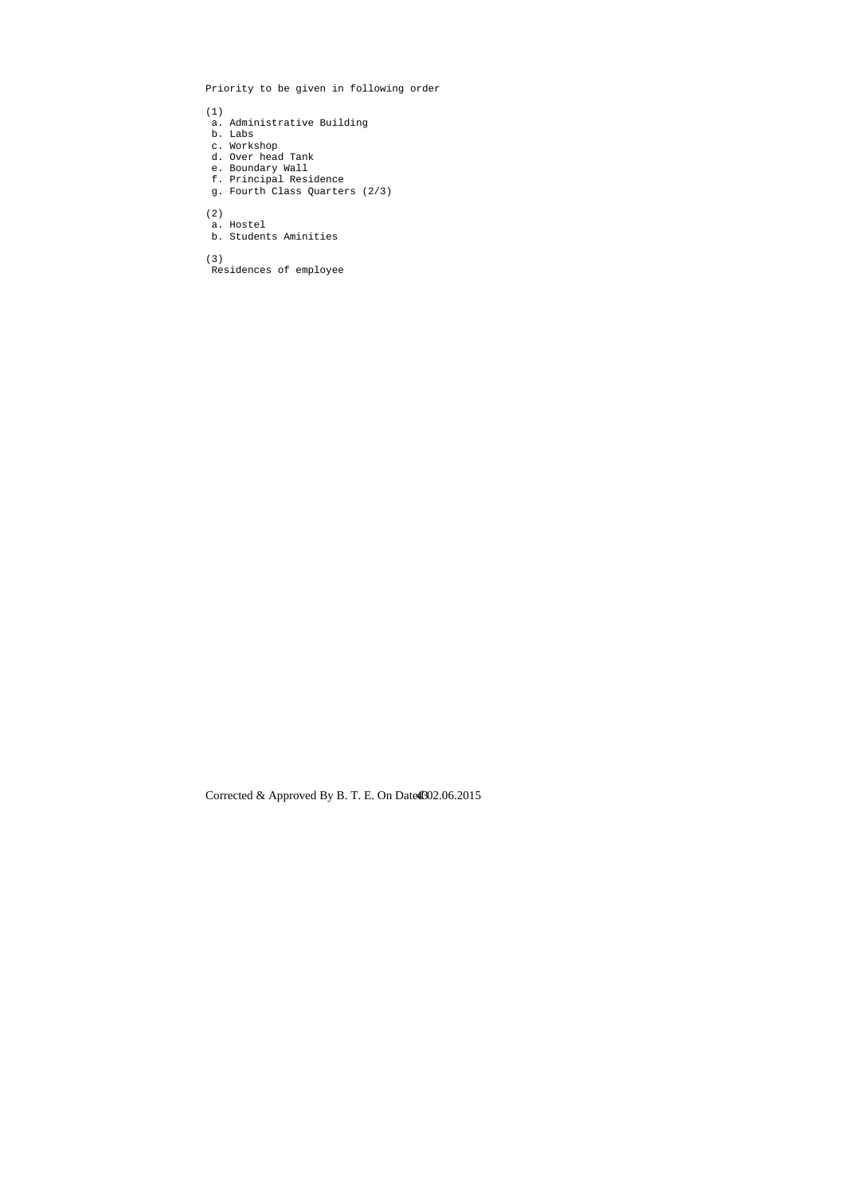Priority to be given in following order

(1)

- a. Administrative Building
- b. Labs
- c. Workshop
- d. Over head Tank
- e. Boundary Wall
- f. Principal Residence
- g. Fourth Class Quarters (2/3)

(2)

- a. Hostel
- b. Students Aminities

(3)

Residences of employee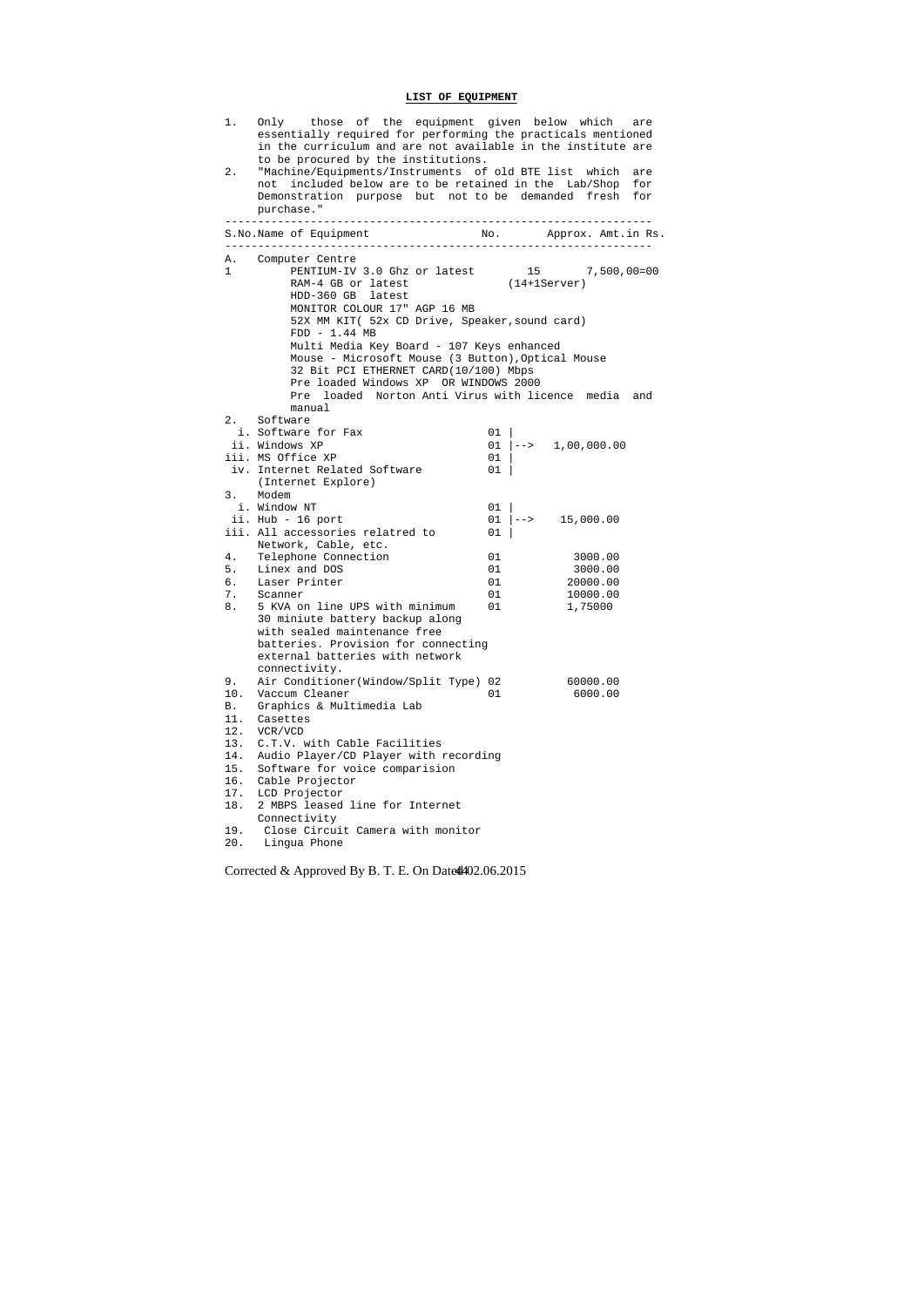**LIST OF EQUIPMENT**

1. Only those of the equipment given below which are essentially required for performing the practicals mentioned in the curriculum and are not available in the institute are to be procured by the institutions.
2. "Machine/Equipments/Instruments of old BTE list which are not included below are to be retained in the Lab/Shop for Demonstration purpose but not to be demanded fresh for purchase."

| S.No. | Name of Equipment | No. | Approx. Amt.in Rs. |
|---|---|---|---|
| A. | Computer Centre | | |
| 1 | PENTIUM-IV 3.0 Ghz or latest<br>RAM-4 GB or latest<br>HDD-360 GB latest<br>MONITOR COLOUR 17" AGP 16 MB<br>52X MM KIT( 52x CD Drive, Speaker,sound card)<br>FDD - 1.44 MB<br>Multi Media Key Board - 107 Keys enhanced<br>Mouse - Microsoft Mouse (3 Button),Optical Mouse<br>32 Bit PCI ETHERNET CARD(10/100) Mbps<br>Pre loaded Windows XP OR WINDOWS 2000<br>Pre loaded Norton Anti Virus with licence media and manual | 15<br>(14+1Server) | 7,500,00=00 |
| 2. | Software | | |
| | i. Software for Fax | 01 | |
| | ii. Windows XP | 01 | --> 1,00,000.00 |
| | iii. MS Office XP | 01 | |
| | iv. Internet Related Software (Internet Explore) | 01 | |
| 3. | Modem | | |
| | i. Window NT | 01 | |
| | ii. Hub - 16 port | 01 | --> 15,000.00 |
| | iii. All accessories relatred to Network, Cable, etc. | 01 | |
| 4. | Telephone Connection | 01 | 3000.00 |
| 5. | Linex and DOS | 01 | 3000.00 |
| 6. | Laser Printer | 01 | 20000.00 |
| 7. | Scanner | 01 | 10000.00 |
| 8. | 5 KVA on line UPS with minimum 30 miniute battery backup along with sealed maintenance free batteries. Provision for connecting external batteries with network connectivity. | 01 | 1,75000 |
| 9. | Air Conditioner(Window/Split Type) | 02 | 60000.00 |
| 10. | Vaccum Cleaner | 01 | 6000.00 |
| B. | Graphics & Multimedia Lab | | |
| 11. | Casettes | | |
| 12. | VCR/VCD | | |
| 13. | C.T.V. with Cable Facilities | | |
| 14. | Audio Player/CD Player with recording | | |
| 15. | Software for voice comparision | | |
| 16. | Cable Projector | | |
| 17. | LCD Projector | | |
| 18. | 2 MBPS leased line for Internet Connectivity | | |
| 19. | Close Circuit Camera with monitor | | |
| 20. | Lingua Phone | | |

Corrected & Approved By B. T. E. On Dated 02.06.2015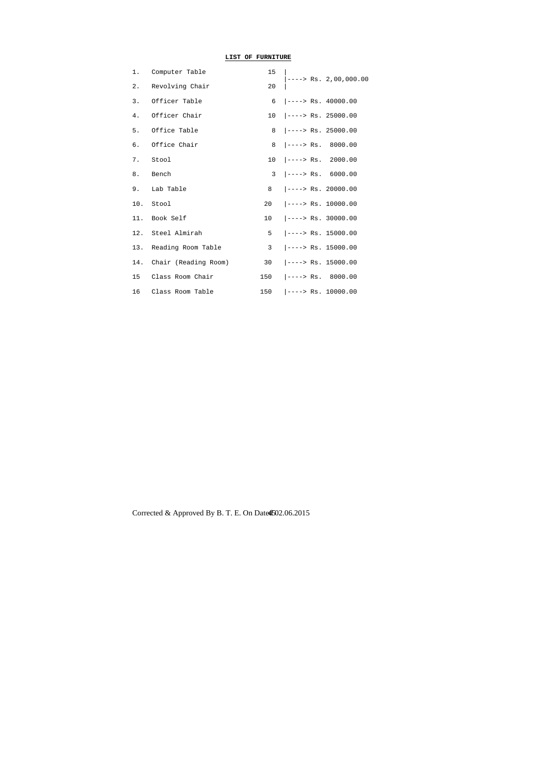**LIST OF FURNITURE**

| | | | |
|---|---|---|---|
| 1. | Computer Table | 15 | ----> Rs. 2,00,000.00 |
| 2. | Revolving Chair | 20 | |
| 3. | Officer Table | 6 | ----> Rs. 40000.00 |
| 4. | Officer Chair | 10 | ----> Rs. 25000.00 |
| 5. | Office Table | 8 | ----> Rs. 25000.00 |
| 6. | Office Chair | 8 | ----> Rs. 8000.00 |
| 7. | Stool | 10 | ----> Rs. 2000.00 |
| 8. | Bench | 3 | ----> Rs. 6000.00 |
| 9. | Lab Table | 8 | ----> Rs. 20000.00 |
| 10. | Stool | 20 | ----> Rs. 10000.00 |
| 11. | Book Self | 10 | ----> Rs. 30000.00 |
| 12. | Steel Almirah | 5 | ----> Rs. 15000.00 |
| 13. | Reading Room Table | 3 | ----> Rs. 15000.00 |
| 14. | Chair (Reading Room) | 30 | ----> Rs. 15000.00 |
| 15 | Class Room Chair | 150 | ----> Rs. 8000.00 |
| 16 | Class Room Table | 150 | ----> Rs. 10000.00 |

Corrected & Approved By B. T. E. On Dated 02.06.2015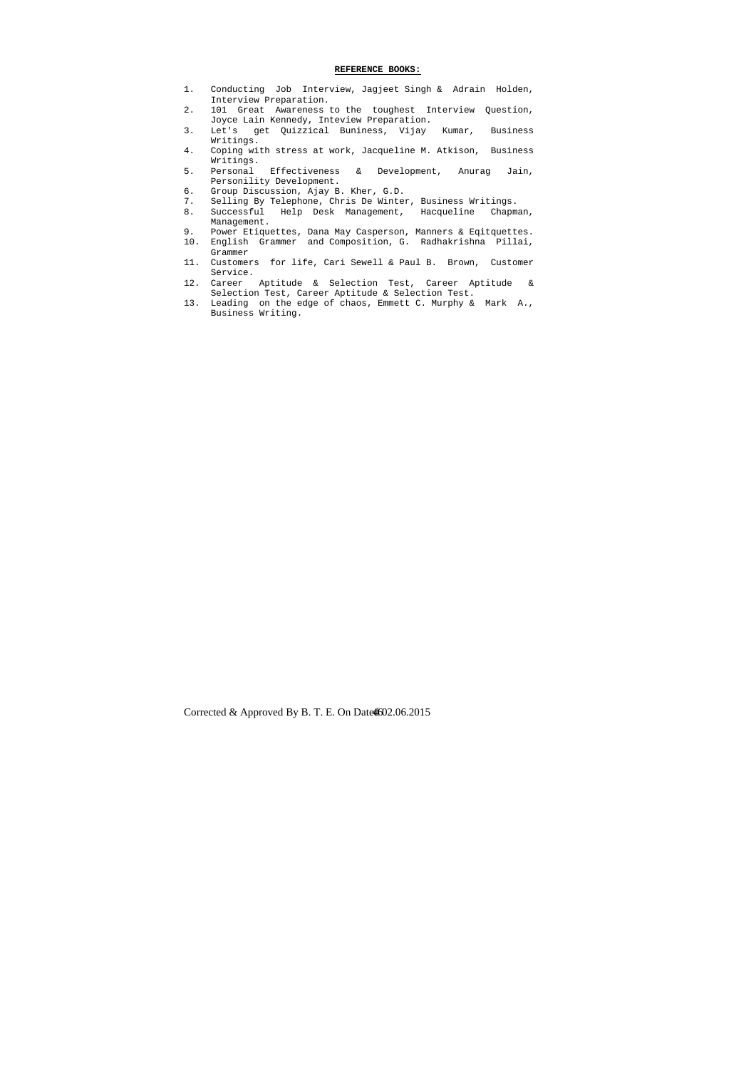**REFERENCE BOOKS:**

1. Conducting Job Interview, Jagjeet Singh & Adrain Holden, Interview Preparation.
2. 101 Great Awareness to the toughest Interview Question, Joyce Lain Kennedy, Inteview Preparation.
3. Let's get Quizzical Buniness, Vijay Kumar, Business Writings.
4. Coping with stress at work, Jacqueline M. Atkison, Business Writings.
5. Personal Effectiveness & Development, Anurag Jain, Personility Development.
6. Group Discussion, Ajay B. Kher, G.D.
7. Selling By Telephone, Chris De Winter, Business Writings.
8. Successful Help Desk Management, Hacqueline Chapman, Management.
9. Power Etiquettes, Dana May Casperson, Manners & Eqitquettes.
10. English Grammer and Composition, G. Radhakrishna Pillai, Grammer
11. Customers for life, Cari Sewell & Paul B. Brown, Customer Service.
12. Career Aptitude & Selection Test, Career Aptitude & Selection Test, Career Aptitude & Selection Test.
13. Leading on the edge of chaos, Emmett C. Murphy & Mark A., Business Writing.

Corrected & Approved By B. T. E. On Dated 02.06.2015